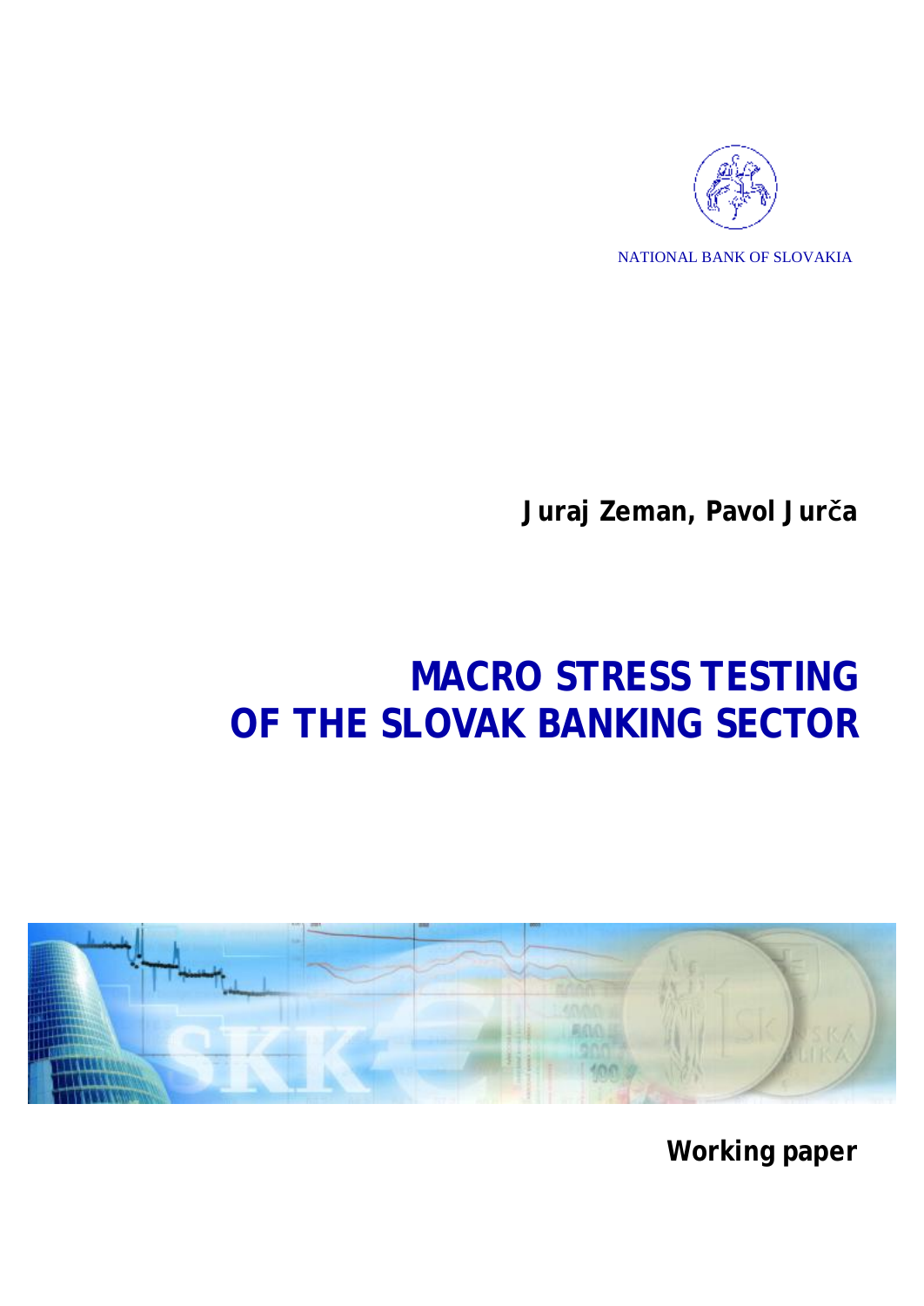NATIONAL BANK OF SLOVAKIA

**Juraj Zeman, Pavol Jurča**

# MACRO STRESS TESTING OF THE SLOVAK BANKING SECTOR

**Working paper**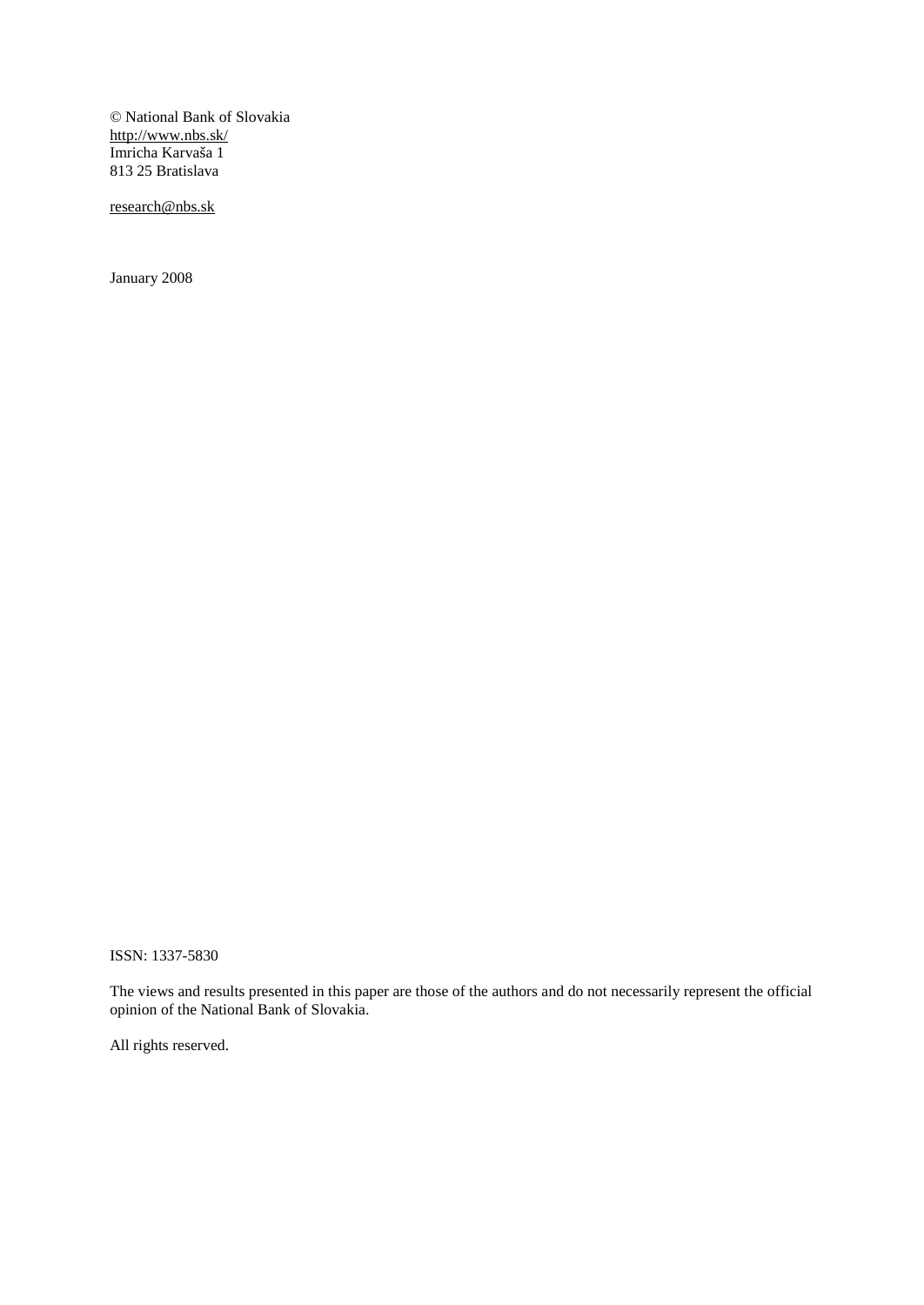© National Bank of Slovakia
http://www.nbs.sk/
Imricha Karvaša 1
813 25 Bratislava

research@nbs.sk

January 2008

ISSN: 1337-5830

The views and results presented in this paper are those of the authors and do not necessarily represent the official opinion of the National Bank of Slovakia.

All rights reserved.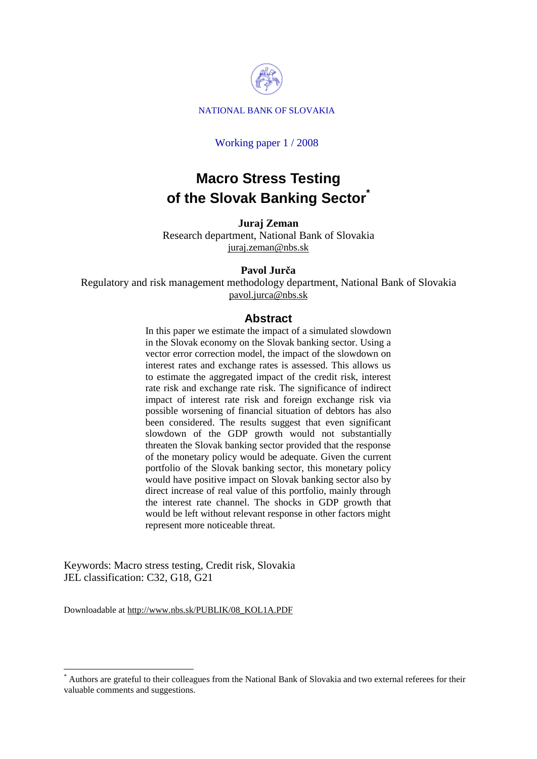NATIONAL BANK OF SLOVAKIA

Working paper 1 / 2008

# Macro Stress Testing of the Slovak Banking Sector[*]

**Juraj Zeman**
Research department, National Bank of Slovakia
juraj.zeman@nbs.sk

**Pavol Jurča**
Regulatory and risk management methodology department, National Bank of Slovakia
pavol.jurca@nbs.sk

## Abstract

In this paper we estimate the impact of a simulated slowdown in the Slovak economy on the Slovak banking sector. Using a vector error correction model, the impact of the slowdown on interest rates and exchange rates is assessed. This allows us to estimate the aggregated impact of the credit risk, interest rate risk and exchange rate risk. The significance of indirect impact of interest rate risk and foreign exchange risk via possible worsening of financial situation of debtors has also been considered. The results suggest that even significant slowdown of the GDP growth would not substantially threaten the Slovak banking sector provided that the response of the monetary policy would be adequate. Given the current portfolio of the Slovak banking sector, this monetary policy would have positive impact on Slovak banking sector also by direct increase of real value of this portfolio, mainly through the interest rate channel. The shocks in GDP growth that would be left without relevant response in other factors might represent more noticeable threat.

Keywords: Macro stress testing, Credit risk, Slovakia
JEL classification: C32, G18, G21

Downloadable at http://www.nbs.sk/PUBLIK/08_KOL1A.PDF

[*] Authors are grateful to their colleagues from the National Bank of Slovakia and two external referees for their valuable comments and suggestions.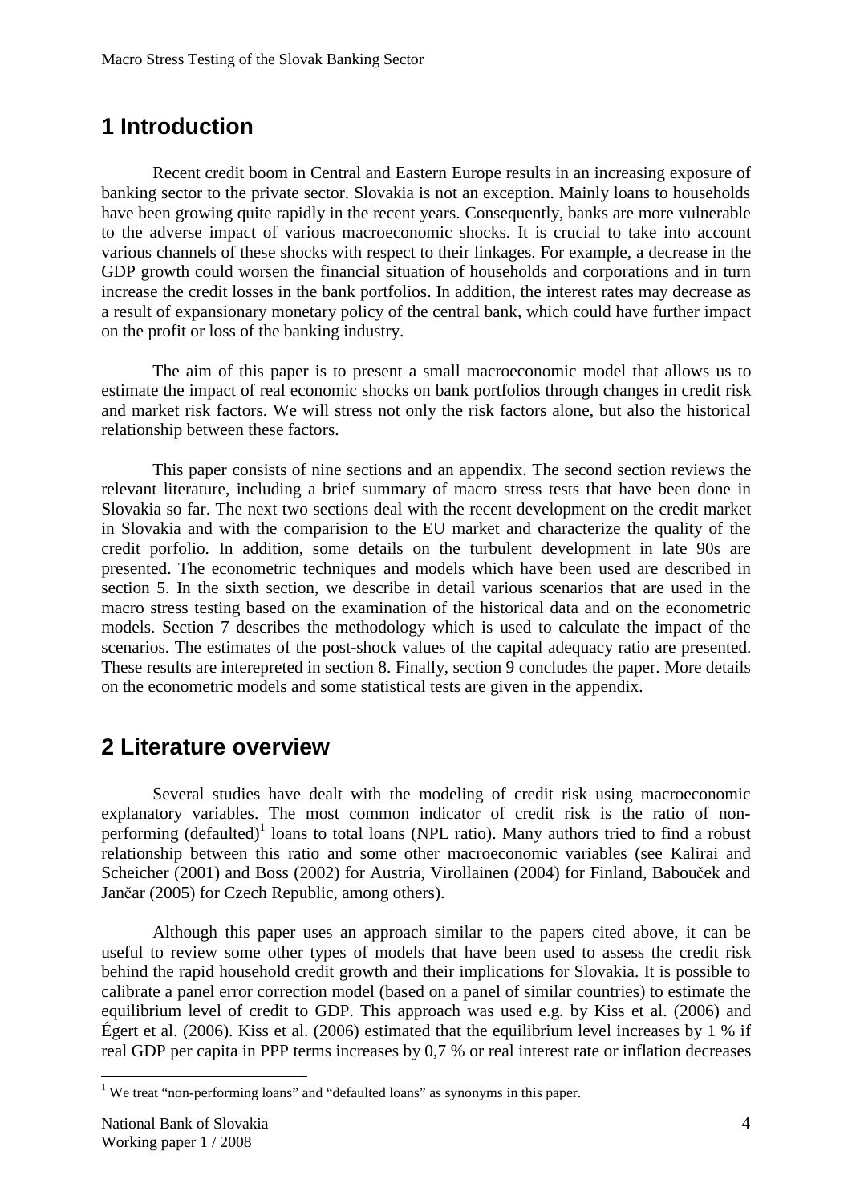# 1 Introduction

Recent credit boom in Central and Eastern Europe results in an increasing exposure of banking sector to the private sector. Slovakia is not an exception. Mainly loans to households have been growing quite rapidly in the recent years. Consequently, banks are more vulnerable to the adverse impact of various macroeconomic shocks. It is crucial to take into account various channels of these shocks with respect to their linkages. For example, a decrease in the GDP growth could worsen the financial situation of households and corporations and in turn increase the credit losses in the bank portfolios. In addition, the interest rates may decrease as a result of expansionary monetary policy of the central bank, which could have further impact on the profit or loss of the banking industry.

The aim of this paper is to present a small macroeconomic model that allows us to estimate the impact of real economic shocks on bank portfolios through changes in credit risk and market risk factors. We will stress not only the risk factors alone, but also the historical relationship between these factors.

This paper consists of nine sections and an appendix. The second section reviews the relevant literature, including a brief summary of macro stress tests that have been done in Slovakia so far. The next two sections deal with the recent development on the credit market in Slovakia and with the comparision to the EU market and characterize the quality of the credit porfolio. In addition, some details on the turbulent development in late 90s are presented. The econometric techniques and models which have been used are described in section 5. In the sixth section, we describe in detail various scenarios that are used in the macro stress testing based on the examination of the historical data and on the econometric models. Section 7 describes the methodology which is used to calculate the impact of the scenarios. The estimates of the post-shock values of the capital adequacy ratio are presented. These results are interepreted in section 8. Finally, section 9 concludes the paper. More details on the econometric models and some statistical tests are given in the appendix.

# 2 Literature overview

Several studies have dealt with the modeling of credit risk using macroeconomic explanatory variables. The most common indicator of credit risk is the ratio of non-performing (defaulted)[1] loans to total loans (NPL ratio). Many authors tried to find a robust relationship between this ratio and some other macroeconomic variables (see Kalirai and Scheicher (2001) and Boss (2002) for Austria, Virollainen (2004) for Finland, Babouček and Jančar (2005) for Czech Republic, among others).

Although this paper uses an approach similar to the papers cited above, it can be useful to review some other types of models that have been used to assess the credit risk behind the rapid household credit growth and their implications for Slovakia. It is possible to calibrate a panel error correction model (based on a panel of similar countries) to estimate the equilibrium level of credit to GDP. This approach was used e.g. by Kiss et al. (2006) and Égert et al. (2006). Kiss et al. (2006) estimated that the equilibrium level increases by 1 % if real GDP per capita in PPP terms increases by 0,7 % or real interest rate or inflation decreases

[1] We treat "non-performing loans" and "defaulted loans" as synonyms in this paper.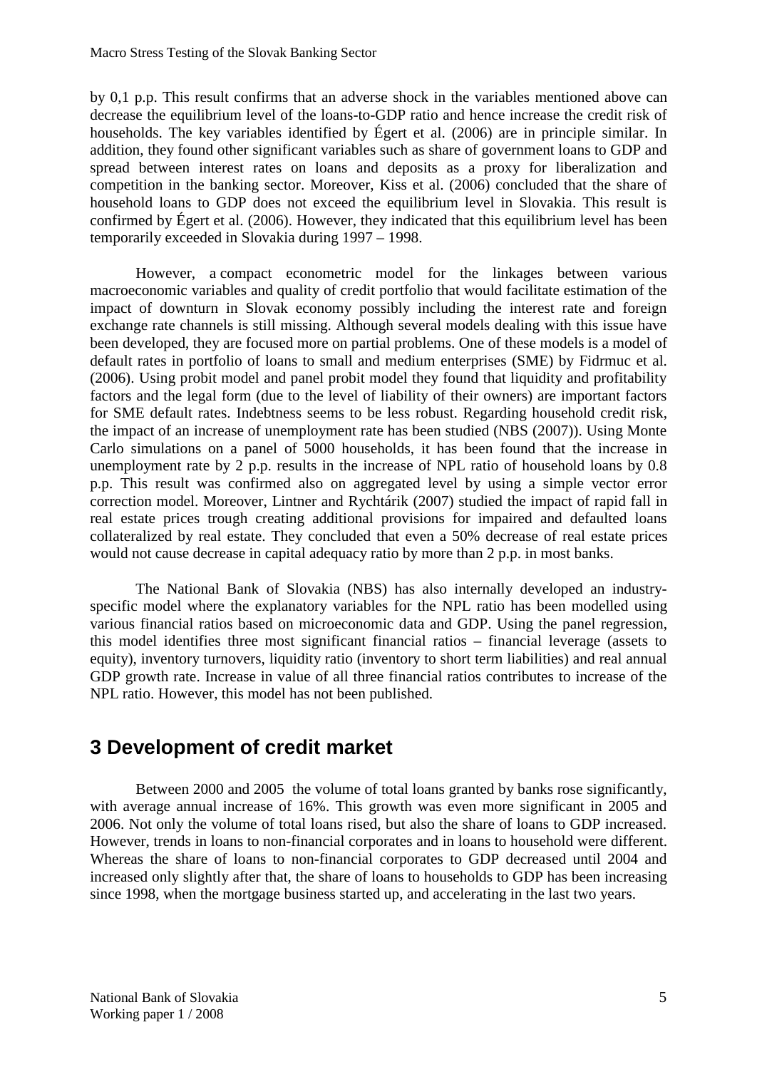by 0,1 p.p. This result confirms that an adverse shock in the variables mentioned above can decrease the equilibrium level of the loans-to-GDP ratio and hence increase the credit risk of households. The key variables identified by Égert et al. (2006) are in principle similar. In addition, they found other significant variables such as share of government loans to GDP and spread between interest rates on loans and deposits as a proxy for liberalization and competition in the banking sector. Moreover, Kiss et al. (2006) concluded that the share of household loans to GDP does not exceed the equilibrium level in Slovakia. This result is confirmed by Égert et al. (2006). However, they indicated that this equilibrium level has been temporarily exceeded in Slovakia during 1997 – 1998.

However, a compact econometric model for the linkages between various macroeconomic variables and quality of credit portfolio that would facilitate estimation of the impact of downturn in Slovak economy possibly including the interest rate and foreign exchange rate channels is still missing. Although several models dealing with this issue have been developed, they are focused more on partial problems. One of these models is a model of default rates in portfolio of loans to small and medium enterprises (SME) by Fidrmuc et al. (2006). Using probit model and panel probit model they found that liquidity and profitability factors and the legal form (due to the level of liability of their owners) are important factors for SME default rates. Indebtness seems to be less robust. Regarding household credit risk, the impact of an increase of unemployment rate has been studied (NBS (2007)). Using Monte Carlo simulations on a panel of 5000 households, it has been found that the increase in unemployment rate by 2 p.p. results in the increase of NPL ratio of household loans by 0.8 p.p. This result was confirmed also on aggregated level by using a simple vector error correction model. Moreover, Lintner and Rychtárik (2007) studied the impact of rapid fall in real estate prices trough creating additional provisions for impaired and defaulted loans collateralized by real estate. They concluded that even a 50% decrease of real estate prices would not cause decrease in capital adequacy ratio by more than 2 p.p. in most banks.

The National Bank of Slovakia (NBS) has also internally developed an industry-specific model where the explanatory variables for the NPL ratio has been modelled using various financial ratios based on microeconomic data and GDP. Using the panel regression, this model identifies three most significant financial ratios – financial leverage (assets to equity), inventory turnovers, liquidity ratio (inventory to short term liabilities) and real annual GDP growth rate. Increase in value of all three financial ratios contributes to increase of the NPL ratio. However, this model has not been published.

# 3 Development of credit market

Between 2000 and 2005 the volume of total loans granted by banks rose significantly, with average annual increase of 16%. This growth was even more significant in 2005 and 2006. Not only the volume of total loans rised, but also the share of loans to GDP increased. However, trends in loans to non-financial corporates and in loans to household were different. Whereas the share of loans to non-financial corporates to GDP decreased until 2004 and increased only slightly after that, the share of loans to households to GDP has been increasing since 1998, when the mortgage business started up, and accelerating in the last two years.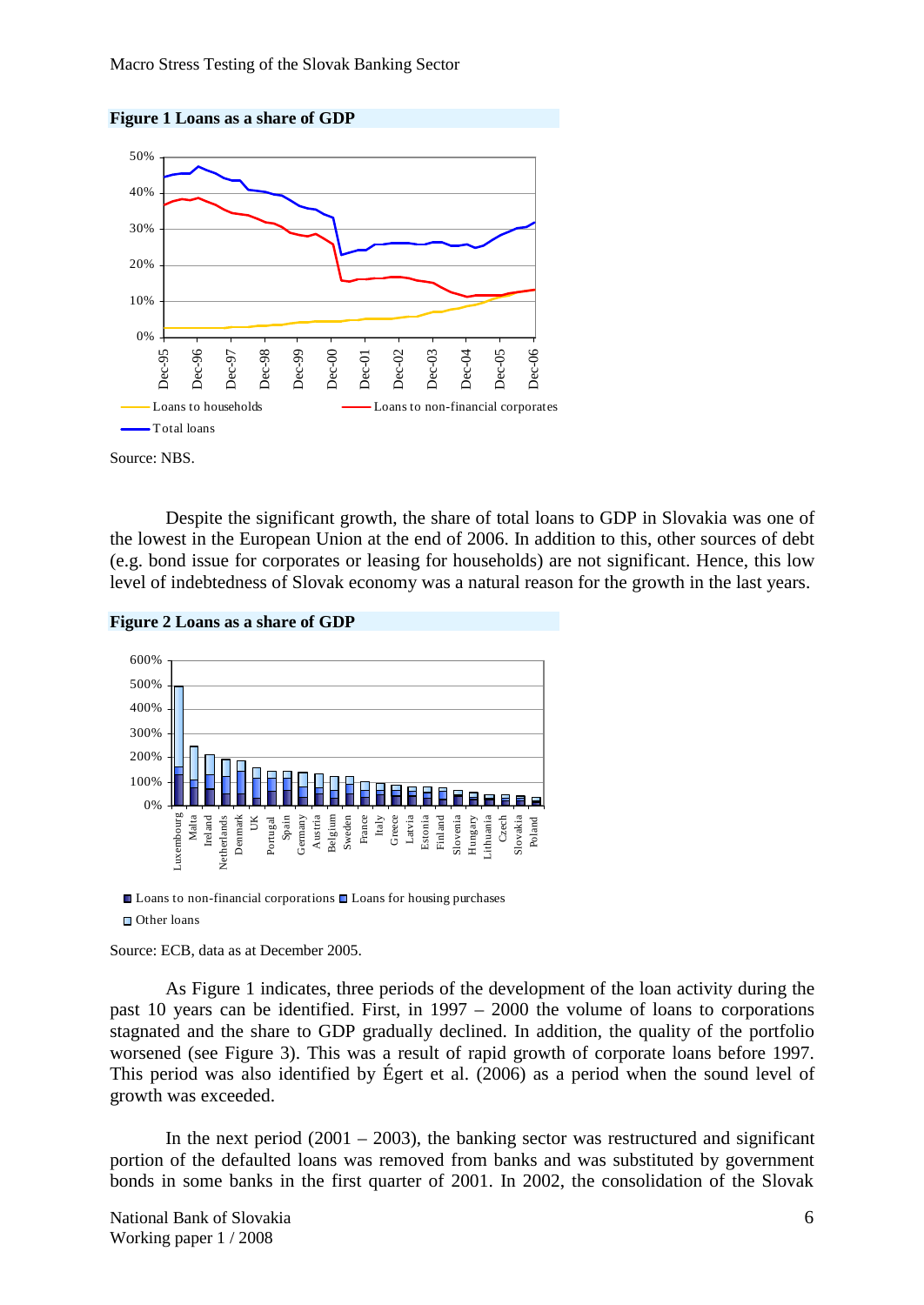**Figure 1 Loans as a share of GDP**

Source: NBS.

Despite the significant growth, the share of total loans to GDP in Slovakia was one of the lowest in the European Union at the end of 2006. In addition to this, other sources of debt (e.g. bond issue for corporates or leasing for households) are not significant. Hence, this low level of indebtedness of Slovak economy was a natural reason for the growth in the last years.

**Figure 2 Loans as a share of GDP**

Source: ECB, data as at December 2005.

As Figure 1 indicates, three periods of the development of the loan activity during the past 10 years can be identified. First, in 1997 – 2000 the volume of loans to corporations stagnated and the share to GDP gradually declined. In addition, the quality of the portfolio worsened (see Figure 3). This was a result of rapid growth of corporate loans before 1997. This period was also identified by Égert et al. (2006) as a period when the sound level of growth was exceeded.

In the next period (2001 – 2003), the banking sector was restructured and significant portion of the defaulted loans was removed from banks and was substituted by government bonds in some banks in the first quarter of 2001. In 2002, the consolidation of the Slovak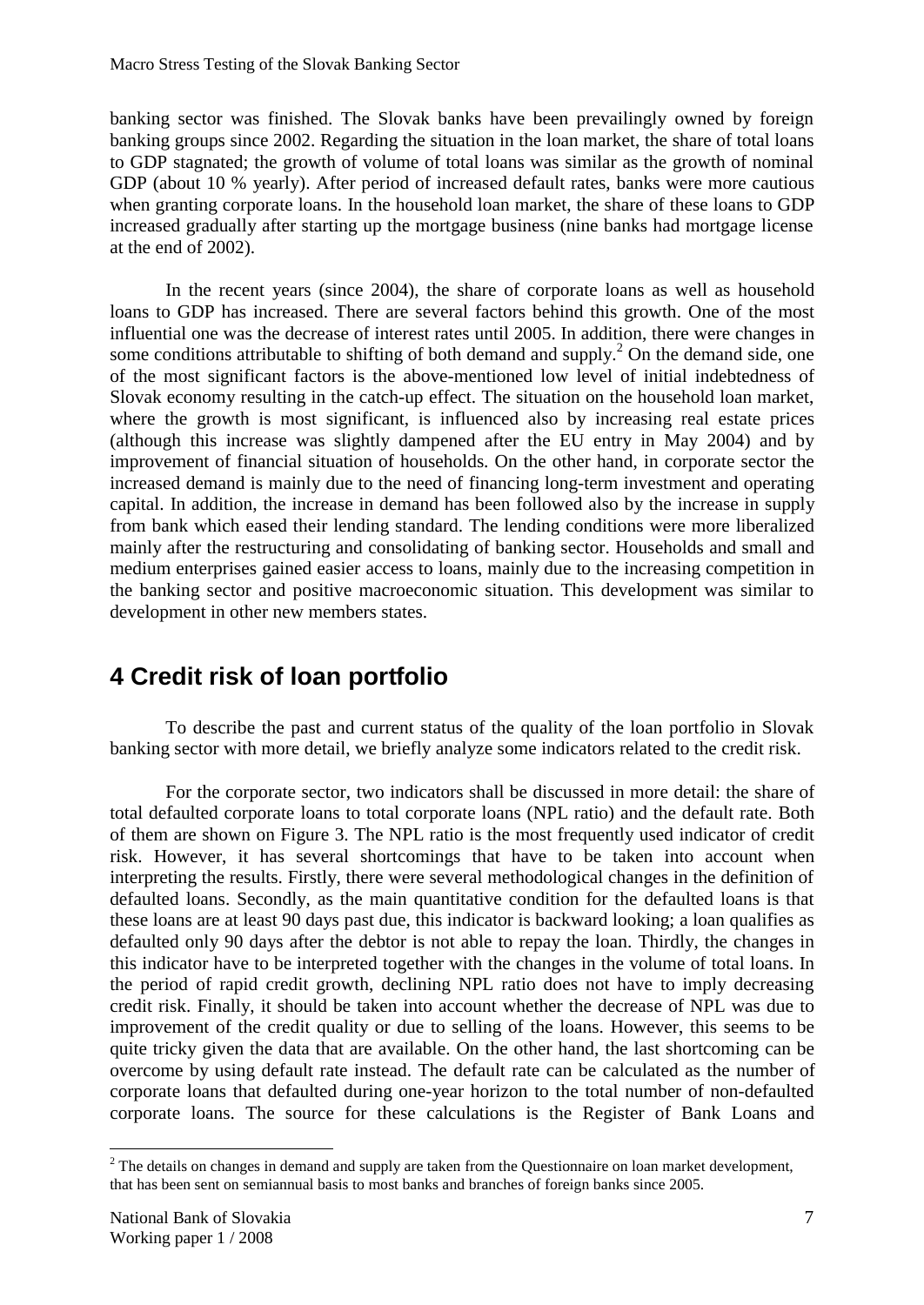banking sector was finished. The Slovak banks have been prevailingly owned by foreign banking groups since 2002. Regarding the situation in the loan market, the share of total loans to GDP stagnated; the growth of volume of total loans was similar as the growth of nominal GDP (about 10 % yearly). After period of increased default rates, banks were more cautious when granting corporate loans. In the household loan market, the share of these loans to GDP increased gradually after starting up the mortgage business (nine banks had mortgage license at the end of 2002).

In the recent years (since 2004), the share of corporate loans as well as household loans to GDP has increased. There are several factors behind this growth. One of the most influential one was the decrease of interest rates until 2005. In addition, there were changes in some conditions attributable to shifting of both demand and supply.[2] On the demand side, one of the most significant factors is the above-mentioned low level of initial indebtedness of Slovak economy resulting in the catch-up effect. The situation on the household loan market, where the growth is most significant, is influenced also by increasing real estate prices (although this increase was slightly dampened after the EU entry in May 2004) and by improvement of financial situation of households. On the other hand, in corporate sector the increased demand is mainly due to the need of financing long-term investment and operating capital. In addition, the increase in demand has been followed also by the increase in supply from bank which eased their lending standard. The lending conditions were more liberalized mainly after the restructuring and consolidating of banking sector. Households and small and medium enterprises gained easier access to loans, mainly due to the increasing competition in the banking sector and positive macroeconomic situation. This development was similar to development in other new members states.

# 4 Credit risk of loan portfolio

To describe the past and current status of the quality of the loan portfolio in Slovak banking sector with more detail, we briefly analyze some indicators related to the credit risk.

For the corporate sector, two indicators shall be discussed in more detail: the share of total defaulted corporate loans to total corporate loans (NPL ratio) and the default rate. Both of them are shown on Figure 3. The NPL ratio is the most frequently used indicator of credit risk. However, it has several shortcomings that have to be taken into account when interpreting the results. Firstly, there were several methodological changes in the definition of defaulted loans. Secondly, as the main quantitative condition for the defaulted loans is that these loans are at least 90 days past due, this indicator is backward looking; a loan qualifies as defaulted only 90 days after the debtor is not able to repay the loan. Thirdly, the changes in this indicator have to be interpreted together with the changes in the volume of total loans. In the period of rapid credit growth, declining NPL ratio does not have to imply decreasing credit risk. Finally, it should be taken into account whether the decrease of NPL was due to improvement of the credit quality or due to selling of the loans. However, this seems to be quite tricky given the data that are available. On the other hand, the last shortcoming can be overcome by using default rate instead. The default rate can be calculated as the number of corporate loans that defaulted during one-year horizon to the total number of non-defaulted corporate loans. The source for these calculations is the Register of Bank Loans and

[2] The details on changes in demand and supply are taken from the Questionnaire on loan market development, that has been sent on semiannual basis to most banks and branches of foreign banks since 2005.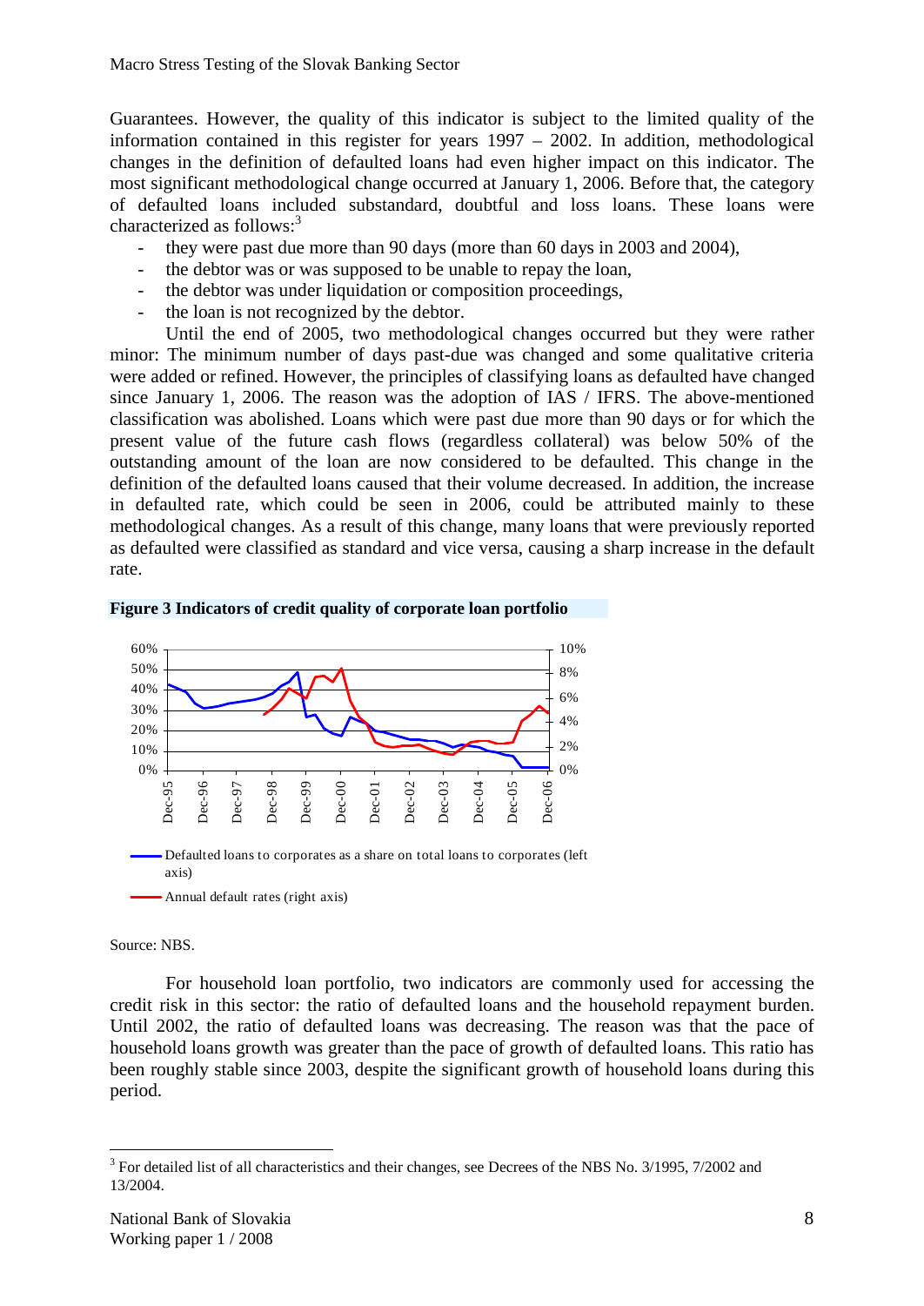Guarantees. However, the quality of this indicator is subject to the limited quality of the information contained in this register for years 1997 – 2002. In addition, methodological changes in the definition of defaulted loans had even higher impact on this indicator. The most significant methodological change occurred at January 1, 2006. Before that, the category of defaulted loans included substandard, doubtful and loss loans. These loans were characterized as follows:[3]

- they were past due more than 90 days (more than 60 days in 2003 and 2004),
- the debtor was or was supposed to be unable to repay the loan,
- the debtor was under liquidation or composition proceedings,
- the loan is not recognized by the debtor.

Until the end of 2005, two methodological changes occurred but they were rather minor: The minimum number of days past-due was changed and some qualitative criteria were added or refined. However, the principles of classifying loans as defaulted have changed since January 1, 2006. The reason was the adoption of IAS / IFRS. The above-mentioned classification was abolished. Loans which were past due more than 90 days or for which the present value of the future cash flows (regardless collateral) was below 50% of the outstanding amount of the loan are now considered to be defaulted. This change in the definition of the defaulted loans caused that their volume decreased. In addition, the increase in defaulted rate, which could be seen in 2006, could be attributed mainly to these methodological changes. As a result of this change, many loans that were previously reported as defaulted were classified as standard and vice versa, causing a sharp increase in the default rate.

**Figure 3 Indicators of credit quality of corporate loan portfolio**

Defaulted loans to corporates as a share on total loans to corporates (left axis)

Annual default rates (right axis)

Source: NBS.

For household loan portfolio, two indicators are commonly used for accessing the credit risk in this sector: the ratio of defaulted loans and the household repayment burden. Until 2002, the ratio of defaulted loans was decreasing. The reason was that the pace of household loans growth was greater than the pace of growth of defaulted loans. This ratio has been roughly stable since 2003, despite the significant growth of household loans during this period.

[3] For detailed list of all characteristics and their changes, see Decrees of the NBS No. 3/1995, 7/2002 and 13/2004.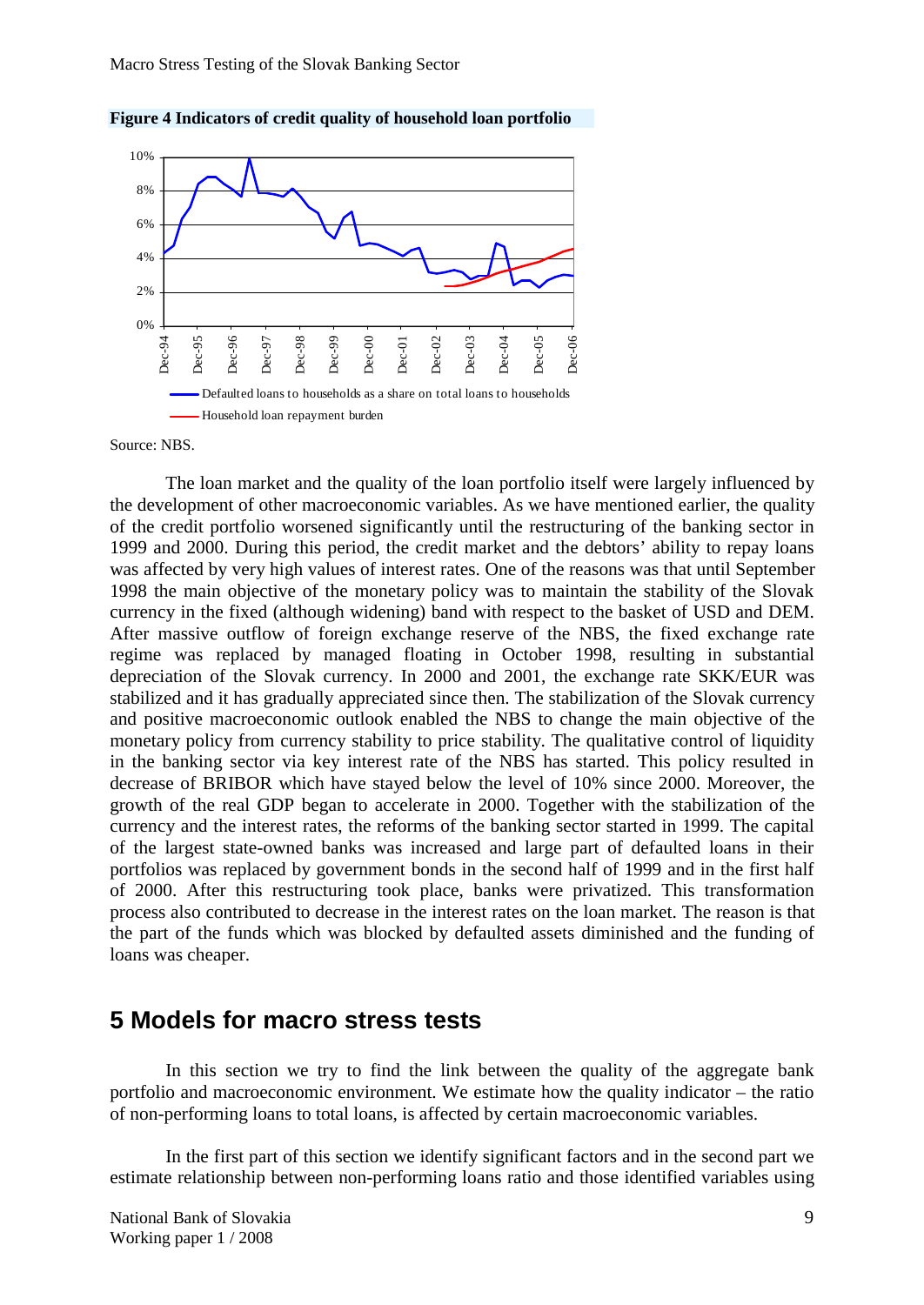**Figure 4 Indicators of credit quality of household loan portfolio**

Source: NBS.

The loan market and the quality of the loan portfolio itself were largely influenced by the development of other macroeconomic variables. As we have mentioned earlier, the quality of the credit portfolio worsened significantly until the restructuring of the banking sector in 1999 and 2000. During this period, the credit market and the debtors' ability to repay loans was affected by very high values of interest rates. One of the reasons was that until September 1998 the main objective of the monetary policy was to maintain the stability of the Slovak currency in the fixed (although widening) band with respect to the basket of USD and DEM. After massive outflow of foreign exchange reserve of the NBS, the fixed exchange rate regime was replaced by managed floating in October 1998, resulting in substantial depreciation of the Slovak currency. In 2000 and 2001, the exchange rate SKK/EUR was stabilized and it has gradually appreciated since then. The stabilization of the Slovak currency and positive macroeconomic outlook enabled the NBS to change the main objective of the monetary policy from currency stability to price stability. The qualitative control of liquidity in the banking sector via key interest rate of the NBS has started. This policy resulted in decrease of BRIBOR which have stayed below the level of 10% since 2000. Moreover, the growth of the real GDP began to accelerate in 2000. Together with the stabilization of the currency and the interest rates, the reforms of the banking sector started in 1999. The capital of the largest state-owned banks was increased and large part of defaulted loans in their portfolios was replaced by government bonds in the second half of 1999 and in the first half of 2000. After this restructuring took place, banks were privatized. This transformation process also contributed to decrease in the interest rates on the loan market. The reason is that the part of the funds which was blocked by defaulted assets diminished and the funding of loans was cheaper.

## 5 Models for macro stress tests

In this section we try to find the link between the quality of the aggregate bank portfolio and macroeconomic environment. We estimate how the quality indicator – the ratio of non-performing loans to total loans, is affected by certain macroeconomic variables.

In the first part of this section we identify significant factors and in the second part we estimate relationship between non-performing loans ratio and those identified variables using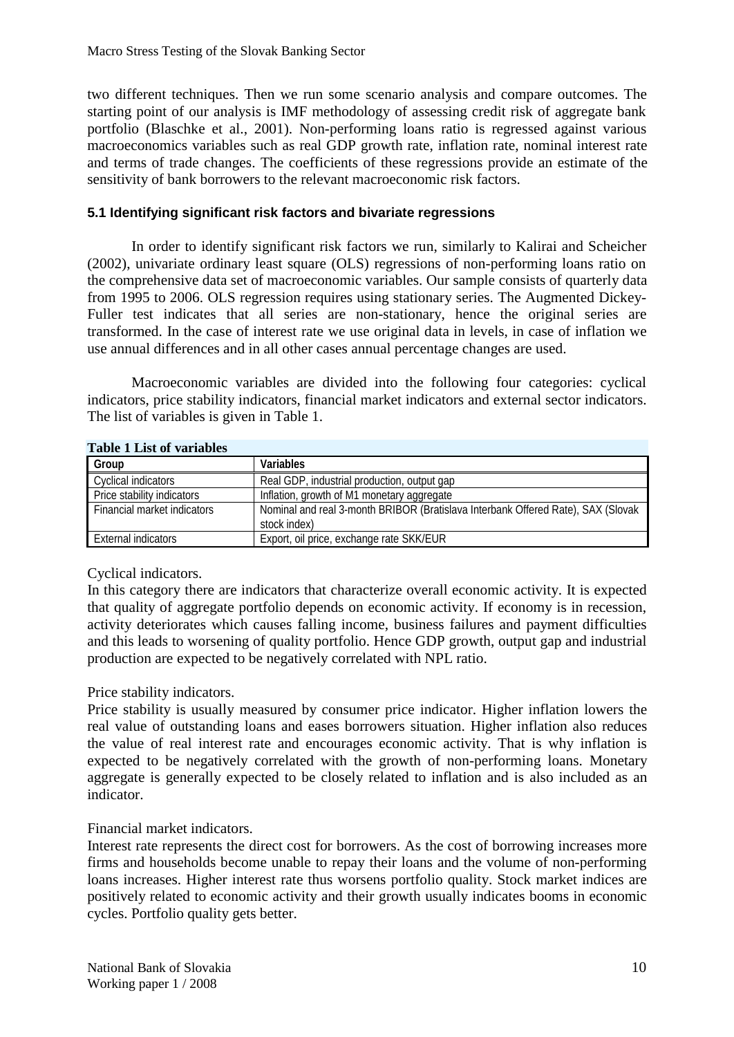two different techniques. Then we run some scenario analysis and compare outcomes. The starting point of our analysis is IMF methodology of assessing credit risk of aggregate bank portfolio (Blaschke et al., 2001). Non-performing loans ratio is regressed against various macroeconomics variables such as real GDP growth rate, inflation rate, nominal interest rate and terms of trade changes. The coefficients of these regressions provide an estimate of the sensitivity of bank borrowers to the relevant macroeconomic risk factors.

### 5.1 Identifying significant risk factors and bivariate regressions

In order to identify significant risk factors we run, similarly to Kalirai and Scheicher (2002), univariate ordinary least square (OLS) regressions of non-performing loans ratio on the comprehensive data set of macroeconomic variables. Our sample consists of quarterly data from 1995 to 2006. OLS regression requires using stationary series. The Augmented Dickey-Fuller test indicates that all series are non-stationary, hence the original series are transformed. In the case of interest rate we use original data in levels, in case of inflation we use annual differences and in all other cases annual percentage changes are used.

Macroeconomic variables are divided into the following four categories: cyclical indicators, price stability indicators, financial market indicators and external sector indicators. The list of variables is given in Table 1.

**Table 1 List of variables**

| Group | Variables |
|---|---|
| Cyclical indicators | Real GDP, industrial production, output gap |
| Price stability indicators | Inflation, growth of M1 monetary aggregate |
| Financial market indicators | Nominal and real 3-month BRIBOR (Bratislava Interbank Offered Rate), SAX (Slovak stock index) |
| External indicators | Export, oil price, exchange rate SKK/EUR |

Cyclical indicators.

In this category there are indicators that characterize overall economic activity. It is expected that quality of aggregate portfolio depends on economic activity. If economy is in recession, activity deteriorates which causes falling income, business failures and payment difficulties and this leads to worsening of quality portfolio. Hence GDP growth, output gap and industrial production are expected to be negatively correlated with NPL ratio.

Price stability indicators.

Price stability is usually measured by consumer price indicator. Higher inflation lowers the real value of outstanding loans and eases borrowers situation. Higher inflation also reduces the value of real interest rate and encourages economic activity. That is why inflation is expected to be negatively correlated with the growth of non-performing loans. Monetary aggregate is generally expected to be closely related to inflation and is also included as an indicator.

Financial market indicators.

Interest rate represents the direct cost for borrowers. As the cost of borrowing increases more firms and households become unable to repay their loans and the volume of non-performing loans increases. Higher interest rate thus worsens portfolio quality. Stock market indices are positively related to economic activity and their growth usually indicates booms in economic cycles. Portfolio quality gets better.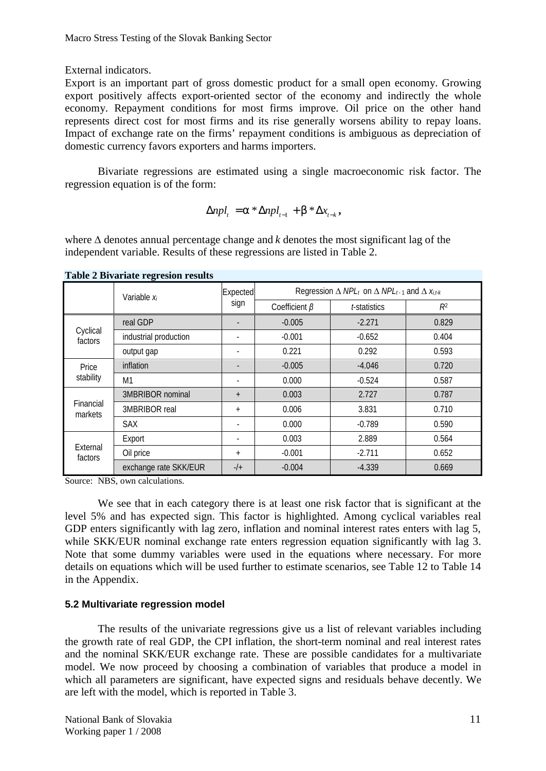External indicators.

Export is an important part of gross domestic product for a small open economy. Growing export positively affects export-oriented sector of the economy and indirectly the whole economy. Repayment conditions for most firms improve. Oil price on the other hand represents direct cost for most firms and its rise generally worsens ability to repay loans. Impact of exchange rate on the firms' repayment conditions is ambiguous as depreciation of domestic currency favors exporters and harms importers.

Bivariate regressions are estimated using a single macroeconomic risk factor. The regression equation is of the form:

$$\Delta npl_t = \alpha * \Delta npl_{t-1} + \beta * \Delta x_{t-k},$$

where $\Delta$ denotes annual percentage change and $k$ denotes the most significant lag of the independent variable. Results of these regressions are listed in Table 2.

**Table 2 Bivariate regresion results**

| | Variable $x_i$ | Expected sign | Regression $\Delta$ $NPL_t$ on $\Delta$ $NPL_{t-1}$ and $\Delta$ $x_{i,t-k}$ | | |
|---|---|---|---|---|---|
| | | | Coefficient $\beta$ | $t$-statistics | $R^2$ |
| Cyclical factors | real GDP | - | -0.005 | -2.271 | 0.829 |
| | industrial production | - | -0.001 | -0.652 | 0.404 |
| | output gap | - | 0.221 | 0.292 | 0.593 |
| Price stability | inflation | - | -0.005 | -4.046 | 0.720 |
| | M1 | - | 0.000 | -0.524 | 0.587 |
| Financial markets | 3MBRIBOR nominal | + | 0.003 | 2.727 | 0.787 |
| | 3MBRIBOR real | + | 0.006 | 3.831 | 0.710 |
| | SAX | - | 0.000 | -0.789 | 0.590 |
| External factors | Export | - | 0.003 | 2.889 | 0.564 |
| | Oil price | + | -0.001 | -2.711 | 0.652 |
| | exchange rate SKK/EUR | -/+ | -0.004 | -4.339 | 0.669 |

Source: NBS, own calculations.

We see that in each category there is at least one risk factor that is significant at the level 5% and has expected sign. This factor is highlighted. Among cyclical variables real GDP enters significantly with lag zero, inflation and nominal interest rates enters with lag 5, while SKK/EUR nominal exchange rate enters regression equation significantly with lag 3. Note that some dummy variables were used in the equations where necessary. For more details on equations which will be used further to estimate scenarios, see Table 12 to Table 14 in the Appendix.

### 5.2 Multivariate regression model

The results of the univariate regressions give us a list of relevant variables including the growth rate of real GDP, the CPI inflation, the short-term nominal and real interest rates and the nominal SKK/EUR exchange rate. These are possible candidates for a multivariate model. We now proceed by choosing a combination of variables that produce a model in which all parameters are significant, have expected signs and residuals behave decently. We are left with the model, which is reported in Table 3.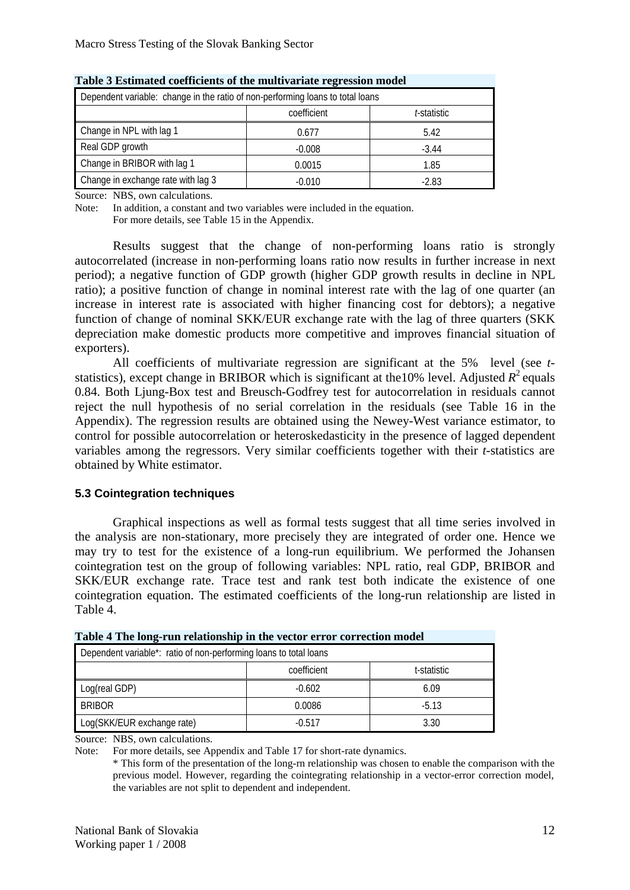**Table 3 Estimated coefficients of the multivariate regression model**

| Dependent variable: change in the ratio of non-performing loans to total loans | | |
|---|---|---|
| | coefficient | *t*-statistic |
| Change in NPL with lag 1 | 0.677 | 5.42 |
| Real GDP growth | -0.008 | -3.44 |
| Change in BRIBOR with lag 1 | 0.0015 | 1.85 |
| Change in exchange rate with lag 3 | -0.010 | -2.83 |

Source: NBS, own calculations.

Note: In addition, a constant and two variables were included in the equation. For more details, see Table 15 in the Appendix.

Results suggest that the change of non-performing loans ratio is strongly autocorrelated (increase in non-performing loans ratio now results in further increase in next period); a negative function of GDP growth (higher GDP growth results in decline in NPL ratio); a positive function of change in nominal interest rate with the lag of one quarter (an increase in interest rate is associated with higher financing cost for debtors); a negative function of change of nominal SKK/EUR exchange rate with the lag of three quarters (SKK depreciation make domestic products more competitive and improves financial situation of exporters).

All coefficients of multivariate regression are significant at the 5% level (see *t*-statistics), except change in BRIBOR which is significant at the10% level. Adjusted $R^2$ equals 0.84. Both Ljung-Box test and Breusch-Godfrey test for autocorrelation in residuals cannot reject the null hypothesis of no serial correlation in the residuals (see Table 16 in the Appendix). The regression results are obtained using the Newey-West variance estimator, to control for possible autocorrelation or heteroskedasticity in the presence of lagged dependent variables among the regressors. Very similar coefficients together with their *t*-statistics are obtained by White estimator.

### 5.3 Cointegration techniques

Graphical inspections as well as formal tests suggest that all time series involved in the analysis are non-stationary, more precisely they are integrated of order one. Hence we may try to test for the existence of a long-run equilibrium. We performed the Johansen cointegration test on the group of following variables: NPL ratio, real GDP, BRIBOR and SKK/EUR exchange rate. Trace test and rank test both indicate the existence of one cointegration equation. The estimated coefficients of the long-run relationship are listed in Table 4.

**Table 4 The long-run relationship in the vector error correction model**

| Dependent variable*: ratio of non-performing loans to total loans | | |
|---|---|---|
| | coefficient | t-statistic |
| Log(real GDP) | -0.602 | 6.09 |
| BRIBOR | 0.0086 | -5.13 |
| Log(SKK/EUR exchange rate) | -0.517 | 3.30 |

Source: NBS, own calculations.

Note: For more details, see Appendix and Table 17 for short-rate dynamics.

\* This form of the presentation of the long-rn relationship was chosen to enable the comparison with the previous model. However, regarding the cointegrating relationship in a vector-error correction model, the variables are not split to dependent and independent.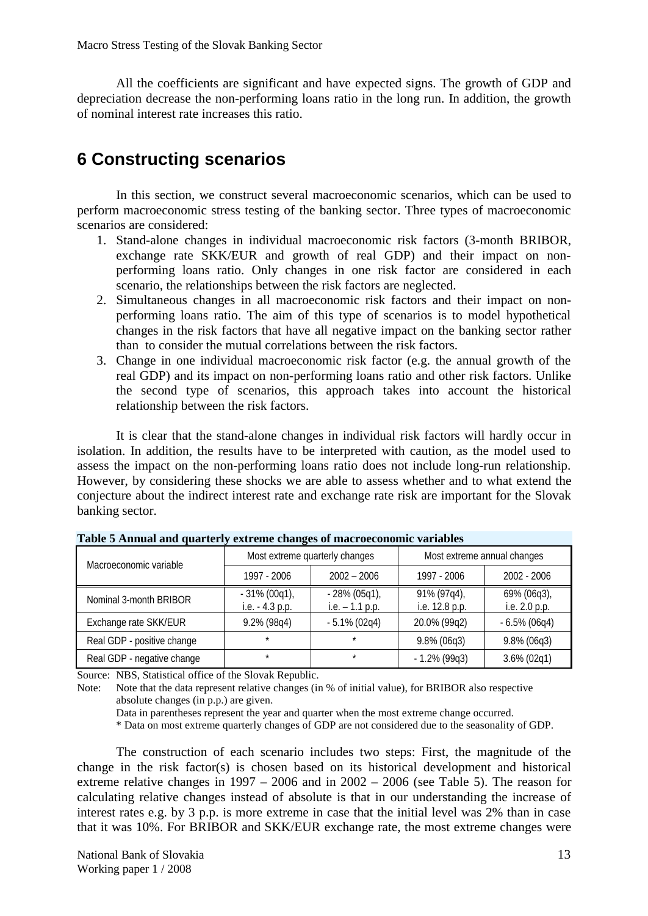All the coefficients are significant and have expected signs. The growth of GDP and depreciation decrease the non-performing loans ratio in the long run. In addition, the growth of nominal interest rate increases this ratio.

# 6 Constructing scenarios

In this section, we construct several macroeconomic scenarios, which can be used to perform macroeconomic stress testing of the banking sector. Three types of macroeconomic scenarios are considered:

1. Stand-alone changes in individual macroeconomic risk factors (3-month BRIBOR, exchange rate SKK/EUR and growth of real GDP) and their impact on non-performing loans ratio. Only changes in one risk factor are considered in each scenario, the relationships between the risk factors are neglected.
2. Simultaneous changes in all macroeconomic risk factors and their impact on non-performing loans ratio. The aim of this type of scenarios is to model hypothetical changes in the risk factors that have all negative impact on the banking sector rather than to consider the mutual correlations between the risk factors.
3. Change in one individual macroeconomic risk factor (e.g. the annual growth of the real GDP) and its impact on non-performing loans ratio and other risk factors. Unlike the second type of scenarios, this approach takes into account the historical relationship between the risk factors.

It is clear that the stand-alone changes in individual risk factors will hardly occur in isolation. In addition, the results have to be interpreted with caution, as the model used to assess the impact on the non-performing loans ratio does not include long-run relationship. However, by considering these shocks we are able to assess whether and to what extend the conjecture about the indirect interest rate and exchange rate risk are important for the Slovak banking sector.

**Table 5 Annual and quarterly extreme changes of macroeconomic variables**

| Macroeconomic variable | Most extreme quarterly changes | | Most extreme annual changes | |
|---|---|---|---|---|
| | 1997 - 2006 | 2002 – 2006 | 1997 - 2006 | 2002 - 2006 |
| Nominal 3-month BRIBOR | - 31% (00q1), i.e. - 4.3 p.p. | - 28% (05q1), i.e. – 1.1 p.p. | 91% (97q4), i.e. 12.8 p.p. | 69% (06q3), i.e. 2.0 p.p. |
| Exchange rate SKK/EUR | 9.2% (98q4) | - 5.1% (02q4) | 20.0% (99q2) | - 6.5% (06q4) |
| Real GDP - positive change | * | * | 9.8% (06q3) | 9.8% (06q3) |
| Real GDP - negative change | * | * | - 1.2% (99q3) | 3.6% (02q1) |

Source: NBS, Statistical office of the Slovak Republic.

Note: Note that the data represent relative changes (in % of initial value), for BRIBOR also respective absolute changes (in p.p.) are given.

Data in parentheses represent the year and quarter when the most extreme change occurred.

* Data on most extreme quarterly changes of GDP are not considered due to the seasonality of GDP.

The construction of each scenario includes two steps: First, the magnitude of the change in the risk factor(s) is chosen based on its historical development and historical extreme relative changes in 1997 – 2006 and in 2002 – 2006 (see Table 5). The reason for calculating relative changes instead of absolute is that in our understanding the increase of interest rates e.g. by 3 p.p. is more extreme in case that the initial level was 2% than in case that it was 10%. For BRIBOR and SKK/EUR exchange rate, the most extreme changes were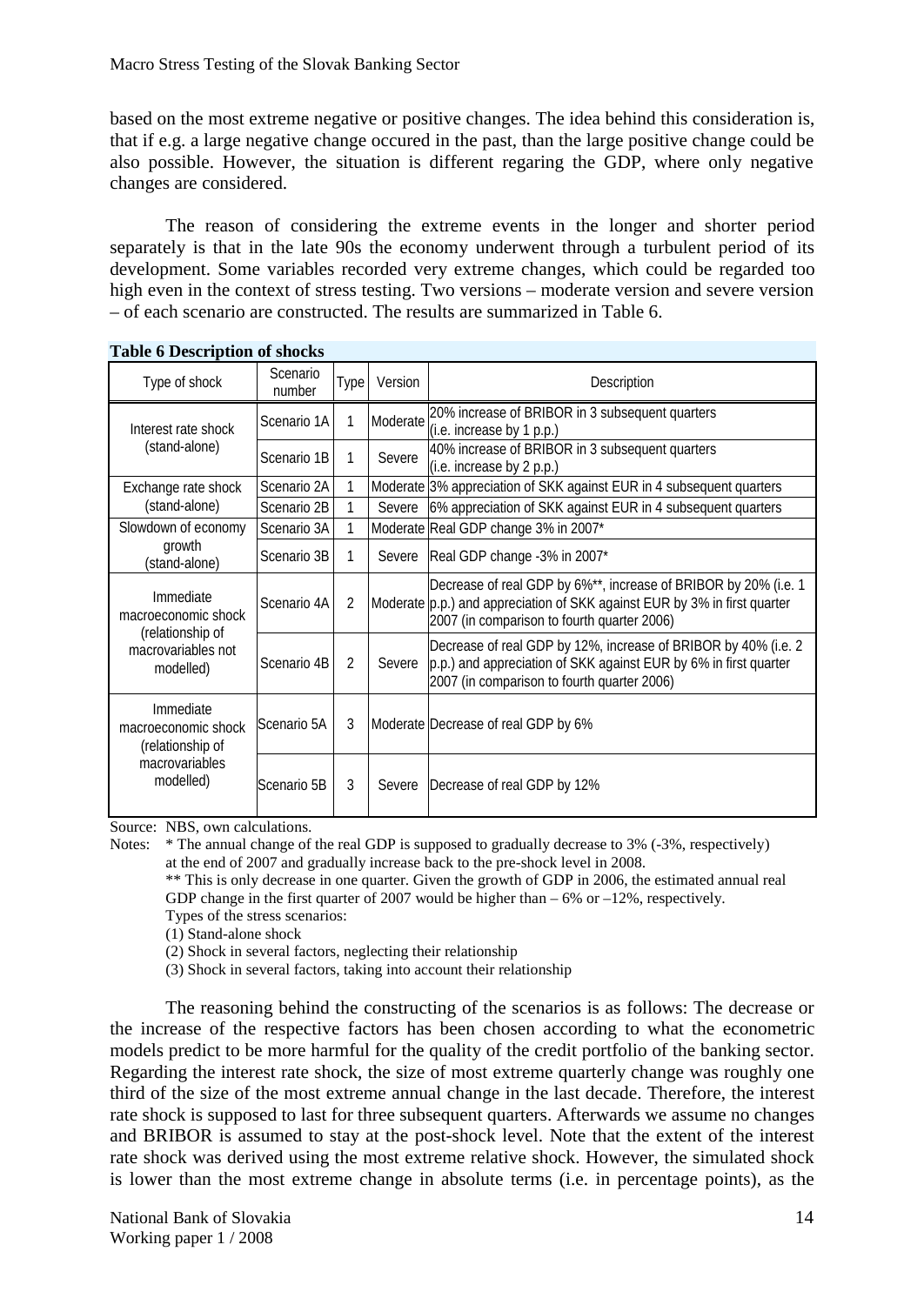based on the most extreme negative or positive changes. The idea behind this consideration is, that if e.g. a large negative change occured in the past, than the large positive change could be also possible. However, the situation is different regaring the GDP, where only negative changes are considered.

The reason of considering the extreme events in the longer and shorter period separately is that in the late 90s the economy underwent through a turbulent period of its development. Some variables recorded very extreme changes, which could be regarded too high even in the context of stress testing. Two versions – moderate version and severe version – of each scenario are constructed. The results are summarized in Table 6.

**Table 6 Description of shocks**

| Type of shock | Scenario number | Type | Version | Description |
|---|---|---|---|---|
| Interest rate shock (stand-alone) | Scenario 1A | 1 | Moderate | 20% increase of BRIBOR in 3 subsequent quarters (i.e. increase by 1 p.p.) |
| | Scenario 1B | 1 | Severe | 40% increase of BRIBOR in 3 subsequent quarters (i.e. increase by 2 p.p.) |
| Exchange rate shock (stand-alone) | Scenario 2A | 1 | Moderate | 3% appreciation of SKK against EUR in 4 subsequent quarters |
| | Scenario 2B | 1 | Severe | 6% appreciation of SKK against EUR in 4 subsequent quarters |
| Slowdown of economy growth (stand-alone) | Scenario 3A | 1 | Moderate | Real GDP change 3% in 2007* |
| | Scenario 3B | 1 | Severe | Real GDP change -3% in 2007* |
| Immediate macroeconomic shock (relationship of macrovariables not modelled) | Scenario 4A | 2 | Moderate | Decrease of real GDP by 6%**, increase of BRIBOR by 20% (i.e. 1 p.p.) and appreciation of SKK against EUR by 3% in first quarter 2007 (in comparison to fourth quarter 2006) |
| | Scenario 4B | 2 | Severe | Decrease of real GDP by 12%, increase of BRIBOR by 40% (i.e. 2 p.p.) and appreciation of SKK against EUR by 6% in first quarter 2007 (in comparison to fourth quarter 2006) |
| Immediate macroeconomic shock (relationship of macrovariables modelled) | Scenario 5A | 3 | Moderate | Decrease of real GDP by 6% |
| | Scenario 5B | 3 | Severe | Decrease of real GDP by 12% |

Source: NBS, own calculations.

Notes: * The annual change of the real GDP is supposed to gradually decrease to 3% (-3%, respectively) at the end of 2007 and gradually increase back to the pre-shock level in 2008.

** This is only decrease in one quarter. Given the growth of GDP in 2006, the estimated annual real GDP change in the first quarter of 2007 would be higher than – 6% or –12%, respectively.

Types of the stress scenarios:

(1) Stand-alone shock

(2) Shock in several factors, neglecting their relationship

(3) Shock in several factors, taking into account their relationship

The reasoning behind the constructing of the scenarios is as follows: The decrease or the increase of the respective factors has been chosen according to what the econometric models predict to be more harmful for the quality of the credit portfolio of the banking sector. Regarding the interest rate shock, the size of most extreme quarterly change was roughly one third of the size of the most extreme annual change in the last decade. Therefore, the interest rate shock is supposed to last for three subsequent quarters. Afterwards we assume no changes and BRIBOR is assumed to stay at the post-shock level. Note that the extent of the interest rate shock was derived using the most extreme relative shock. However, the simulated shock is lower than the most extreme change in absolute terms (i.e. in percentage points), as the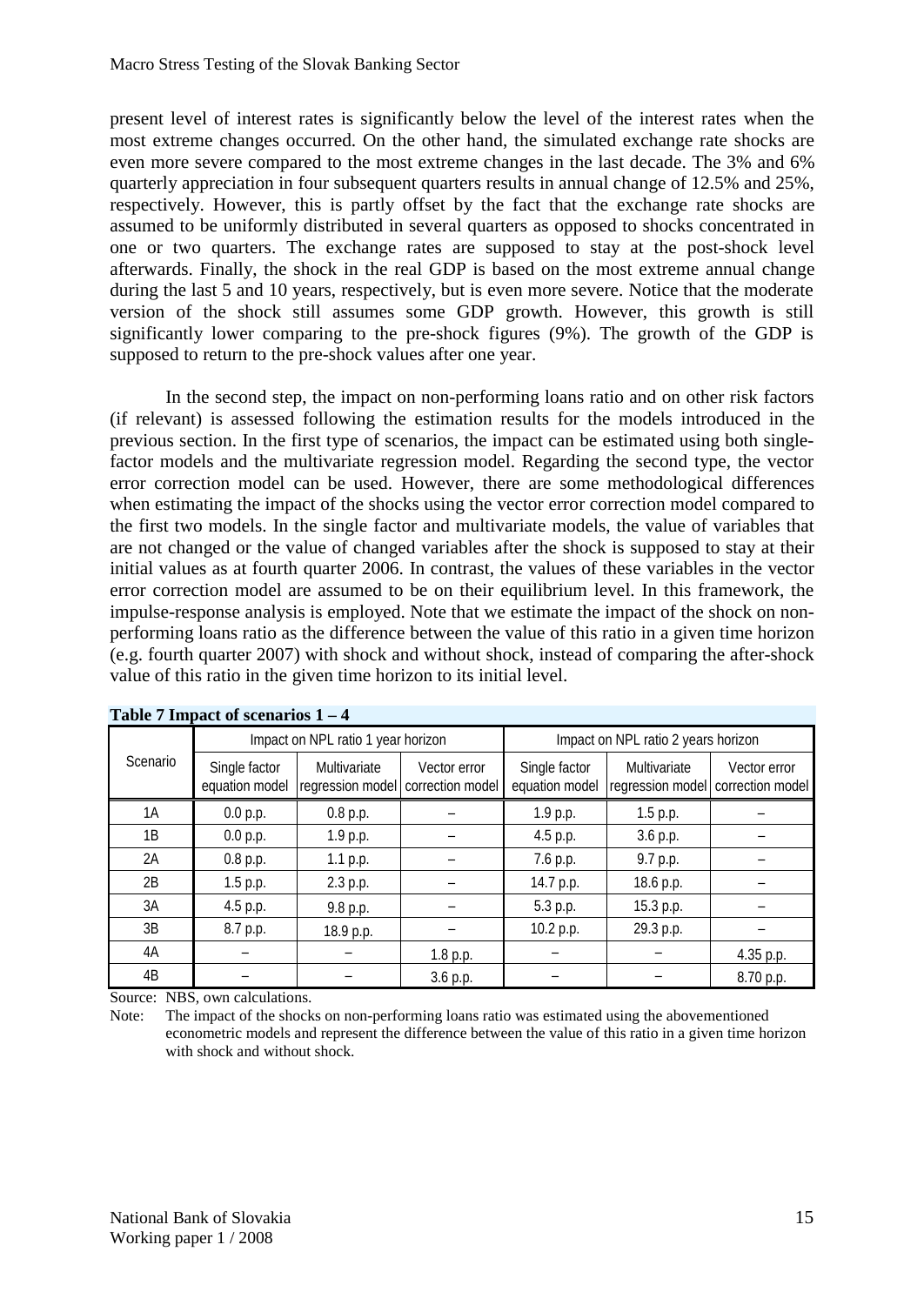present level of interest rates is significantly below the level of the interest rates when the most extreme changes occurred. On the other hand, the simulated exchange rate shocks are even more severe compared to the most extreme changes in the last decade. The 3% and 6% quarterly appreciation in four subsequent quarters results in annual change of 12.5% and 25%, respectively. However, this is partly offset by the fact that the exchange rate shocks are assumed to be uniformly distributed in several quarters as opposed to shocks concentrated in one or two quarters. The exchange rates are supposed to stay at the post-shock level afterwards. Finally, the shock in the real GDP is based on the most extreme annual change during the last 5 and 10 years, respectively, but is even more severe. Notice that the moderate version of the shock still assumes some GDP growth. However, this growth is still significantly lower comparing to the pre-shock figures (9%). The growth of the GDP is supposed to return to the pre-shock values after one year.

In the second step, the impact on non-performing loans ratio and on other risk factors (if relevant) is assessed following the estimation results for the models introduced in the previous section. In the first type of scenarios, the impact can be estimated using both single-factor models and the multivariate regression model. Regarding the second type, the vector error correction model can be used. However, there are some methodological differences when estimating the impact of the shocks using the vector error correction model compared to the first two models. In the single factor and multivariate models, the value of variables that are not changed or the value of changed variables after the shock is supposed to stay at their initial values as at fourth quarter 2006. In contrast, the values of these variables in the vector error correction model are assumed to be on their equilibrium level. In this framework, the impulse-response analysis is employed. Note that we estimate the impact of the shock on non-performing loans ratio as the difference between the value of this ratio in a given time horizon (e.g. fourth quarter 2007) with shock and without shock, instead of comparing the after-shock value of this ratio in the given time horizon to its initial level.

**Table 7 Impact of scenarios 1 – 4**

| Scenario | Impact on NPL ratio 1 year horizon | | | Impact on NPL ratio 2 years horizon | | |
|---|---|---|---|---|---|---|
| | Single factor equation model | Multivariate regression model | Vector error correction model | Single factor equation model | Multivariate regression model | Vector error correction model |
| 1A | 0.0 p.p. | 0.8 p.p. | – | 1.9 p.p. | 1.5 p.p. | – |
| 1B | 0.0 p.p. | 1.9 p.p. | – | 4.5 p.p. | 3.6 p.p. | – |
| 2A | 0.8 p.p. | 1.1 p.p. | – | 7.6 p.p. | 9.7 p.p. | – |
| 2B | 1.5 p.p. | 2.3 p.p. | – | 14.7 p.p. | 18.6 p.p. | – |
| 3A | 4.5 p.p. | 9.8 p.p. | – | 5.3 p.p. | 15.3 p.p. | – |
| 3B | 8.7 p.p. | 18.9 p.p. | – | 10.2 p.p. | 29.3 p.p. | – |
| 4A | – | – | 1.8 p.p. | – | – | 4.35 p.p. |
| 4B | – | – | 3.6 p.p. | – | – | 8.70 p.p. |

Source: NBS, own calculations.

Note: The impact of the shocks on non-performing loans ratio was estimated using the abovementioned econometric models and represent the difference between the value of this ratio in a given time horizon with shock and without shock.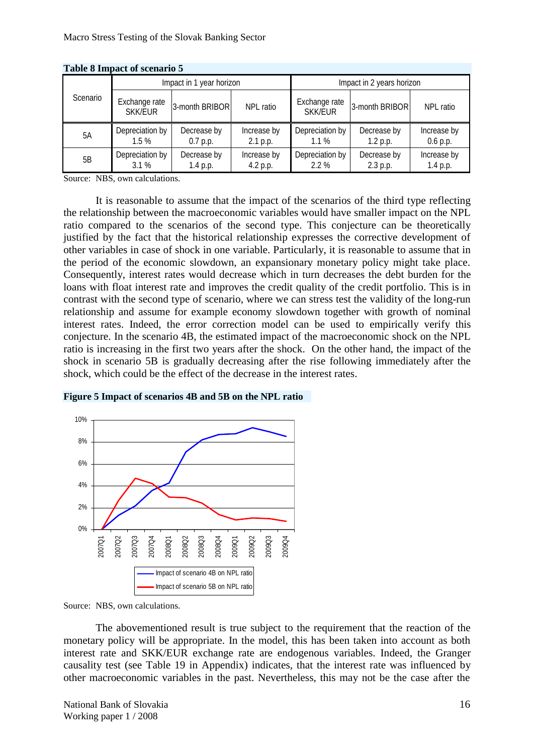**Table 8 Impact of scenario 5**

| Scenario | Impact in 1 year horizon | | | Impact in 2 years horizon | | |
|---|---|---|---|---|---|---|
| | Exchange rate SKK/EUR | 3-month BRIBOR | NPL ratio | Exchange rate SKK/EUR | 3-month BRIBOR | NPL ratio |
| 5A | Depreciation by 1.5 % | Decrease by 0.7 p.p. | Increase by 2.1 p.p. | Depreciation by 1.1 % | Decrease by 1.2 p.p. | Increase by 0.6 p.p. |
| 5B | Depreciation by 3.1 % | Decrease by 1.4 p.p. | Increase by 4.2 p.p. | Depreciation by 2.2 % | Decrease by 2.3 p.p. | Increase by 1.4 p.p. |

Source: NBS, own calculations.

It is reasonable to assume that the impact of the scenarios of the third type reflecting the relationship between the macroeconomic variables would have smaller impact on the NPL ratio compared to the scenarios of the second type. This conjecture can be theoretically justified by the fact that the historical relationship expresses the corrective development of other variables in case of shock in one variable. Particularly, it is reasonable to assume that in the period of the economic slowdown, an expansionary monetary policy might take place. Consequently, interest rates would decrease which in turn decreases the debt burden for the loans with float interest rate and improves the credit quality of the credit portfolio. This is in contrast with the second type of scenario, where we can stress test the validity of the long-run relationship and assume for example economy slowdown together with growth of nominal interest rates. Indeed, the error correction model can be used to empirically verify this conjecture. In the scenario 4B, the estimated impact of the macroeconomic shock on the NPL ratio is increasing in the first two years after the shock. On the other hand, the impact of the shock in scenario 5B is gradually decreasing after the rise following immediately after the shock, which could be the effect of the decrease in the interest rates.

**Figure 5 Impact of scenarios 4B and 5B on the NPL ratio**

Source: NBS, own calculations.

The abovementioned result is true subject to the requirement that the reaction of the monetary policy will be appropriate. In the model, this has been taken into account as both interest rate and SKK/EUR exchange rate are endogenous variables. Indeed, the Granger causality test (see Table 19 in Appendix) indicates, that the interest rate was influenced by other macroeconomic variables in the past. Nevertheless, this may not be the case after the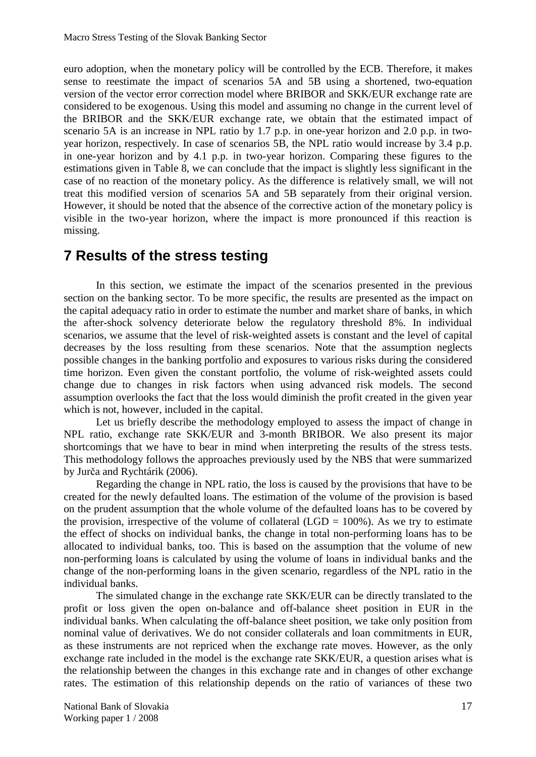euro adoption, when the monetary policy will be controlled by the ECB. Therefore, it makes sense to reestimate the impact of scenarios 5A and 5B using a shortened, two-equation version of the vector error correction model where BRIBOR and SKK/EUR exchange rate are considered to be exogenous. Using this model and assuming no change in the current level of the BRIBOR and the SKK/EUR exchange rate, we obtain that the estimated impact of scenario 5A is an increase in NPL ratio by 1.7 p.p. in one-year horizon and 2.0 p.p. in two-year horizon, respectively. In case of scenarios 5B, the NPL ratio would increase by 3.4 p.p. in one-year horizon and by 4.1 p.p. in two-year horizon. Comparing these figures to the estimations given in Table 8, we can conclude that the impact is slightly less significant in the case of no reaction of the monetary policy. As the difference is relatively small, we will not treat this modified version of scenarios 5A and 5B separately from their original version. However, it should be noted that the absence of the corrective action of the monetary policy is visible in the two-year horizon, where the impact is more pronounced if this reaction is missing.

# 7 Results of the stress testing

In this section, we estimate the impact of the scenarios presented in the previous section on the banking sector. To be more specific, the results are presented as the impact on the capital adequacy ratio in order to estimate the number and market share of banks, in which the after-shock solvency deteriorate below the regulatory threshold 8%. In individual scenarios, we assume that the level of risk-weighted assets is constant and the level of capital decreases by the loss resulting from these scenarios. Note that the assumption neglects possible changes in the banking portfolio and exposures to various risks during the considered time horizon. Even given the constant portfolio, the volume of risk-weighted assets could change due to changes in risk factors when using advanced risk models. The second assumption overlooks the fact that the loss would diminish the profit created in the given year which is not, however, included in the capital.

Let us briefly describe the methodology employed to assess the impact of change in NPL ratio, exchange rate SKK/EUR and 3-month BRIBOR. We also present its major shortcomings that we have to bear in mind when interpreting the results of the stress tests. This methodology follows the approaches previously used by the NBS that were summarized by Jurča and Rychtárik (2006).

Regarding the change in NPL ratio, the loss is caused by the provisions that have to be created for the newly defaulted loans. The estimation of the volume of the provision is based on the prudent assumption that the whole volume of the defaulted loans has to be covered by the provision, irrespective of the volume of collateral (LGD = 100%). As we try to estimate the effect of shocks on individual banks, the change in total non-performing loans has to be allocated to individual banks, too. This is based on the assumption that the volume of new non-performing loans is calculated by using the volume of loans in individual banks and the change of the non-performing loans in the given scenario, regardless of the NPL ratio in the individual banks.

The simulated change in the exchange rate SKK/EUR can be directly translated to the profit or loss given the open on-balance and off-balance sheet position in EUR in the individual banks. When calculating the off-balance sheet position, we take only position from nominal value of derivatives. We do not consider collaterals and loan commitments in EUR, as these instruments are not repriced when the exchange rate moves. However, as the only exchange rate included in the model is the exchange rate SKK/EUR, a question arises what is the relationship between the changes in this exchange rate and in changes of other exchange rates. The estimation of this relationship depends on the ratio of variances of these two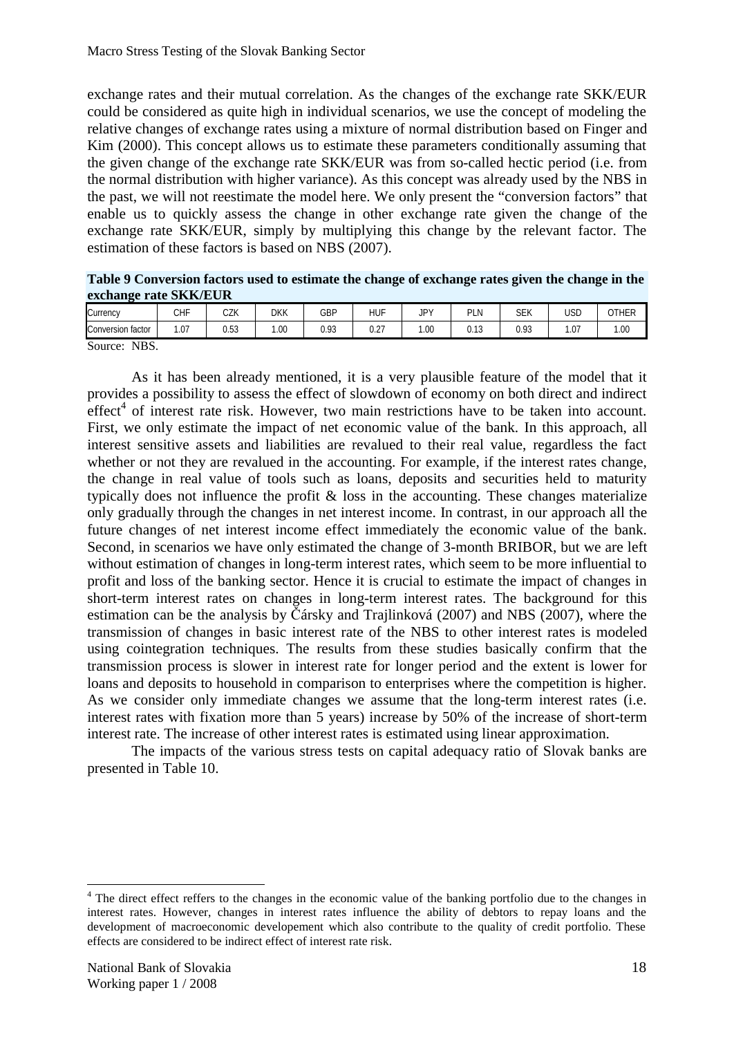exchange rates and their mutual correlation. As the changes of the exchange rate SKK/EUR could be considered as quite high in individual scenarios, we use the concept of modeling the relative changes of exchange rates using a mixture of normal distribution based on Finger and Kim (2000). This concept allows us to estimate these parameters conditionally assuming that the given change of the exchange rate SKK/EUR was from so-called hectic period (i.e. from the normal distribution with higher variance). As this concept was already used by the NBS in the past, we will not reestimate the model here. We only present the "conversion factors" that enable us to quickly assess the change in other exchange rate given the change of the exchange rate SKK/EUR, simply by multiplying this change by the relevant factor. The estimation of these factors is based on NBS (2007).

**Table 9 Conversion factors used to estimate the change of exchange rates given the change in the exchange rate SKK/EUR**

| Currency | CHF | CZK | DKK | GBP | HUF | JPY | PLN | SEK | USD | OTHER |
|---|---|---|---|---|---|---|---|---|---|---|
| Conversion factor | 1.07 | 0.53 | 1.00 | 0.93 | 0.27 | 1.00 | 0.13 | 0.93 | 1.07 | 1.00 |

Source: NBS.

As it has been already mentioned, it is a very plausible feature of the model that it provides a possibility to assess the effect of slowdown of economy on both direct and indirect effect[4] of interest rate risk. However, two main restrictions have to be taken into account. First, we only estimate the impact of net economic value of the bank. In this approach, all interest sensitive assets and liabilities are revalued to their real value, regardless the fact whether or not they are revalued in the accounting. For example, if the interest rates change, the change in real value of tools such as loans, deposits and securities held to maturity typically does not influence the profit & loss in the accounting. These changes materialize only gradually through the changes in net interest income. In contrast, in our approach all the future changes of net interest income effect immediately the economic value of the bank. Second, in scenarios we have only estimated the change of 3-month BRIBOR, but we are left without estimation of changes in long-term interest rates, which seem to be more influential to profit and loss of the banking sector. Hence it is crucial to estimate the impact of changes in short-term interest rates on changes in long-term interest rates. The background for this estimation can be the analysis by Čársky and Trajlinková (2007) and NBS (2007), where the transmission of changes in basic interest rate of the NBS to other interest rates is modeled using cointegration techniques. The results from these studies basically confirm that the transmission process is slower in interest rate for longer period and the extent is lower for loans and deposits to household in comparison to enterprises where the competition is higher. As we consider only immediate changes we assume that the long-term interest rates (i.e. interest rates with fixation more than 5 years) increase by 50% of the increase of short-term interest rate. The increase of other interest rates is estimated using linear approximation.

The impacts of the various stress tests on capital adequacy ratio of Slovak banks are presented in Table 10.

[4] The direct effect reffers to the changes in the economic value of the banking portfolio due to the changes in interest rates. However, changes in interest rates influence the ability of debtors to repay loans and the development of macroeconomic developement which also contribute to the quality of credit portfolio. These effects are considered to be indirect effect of interest rate risk.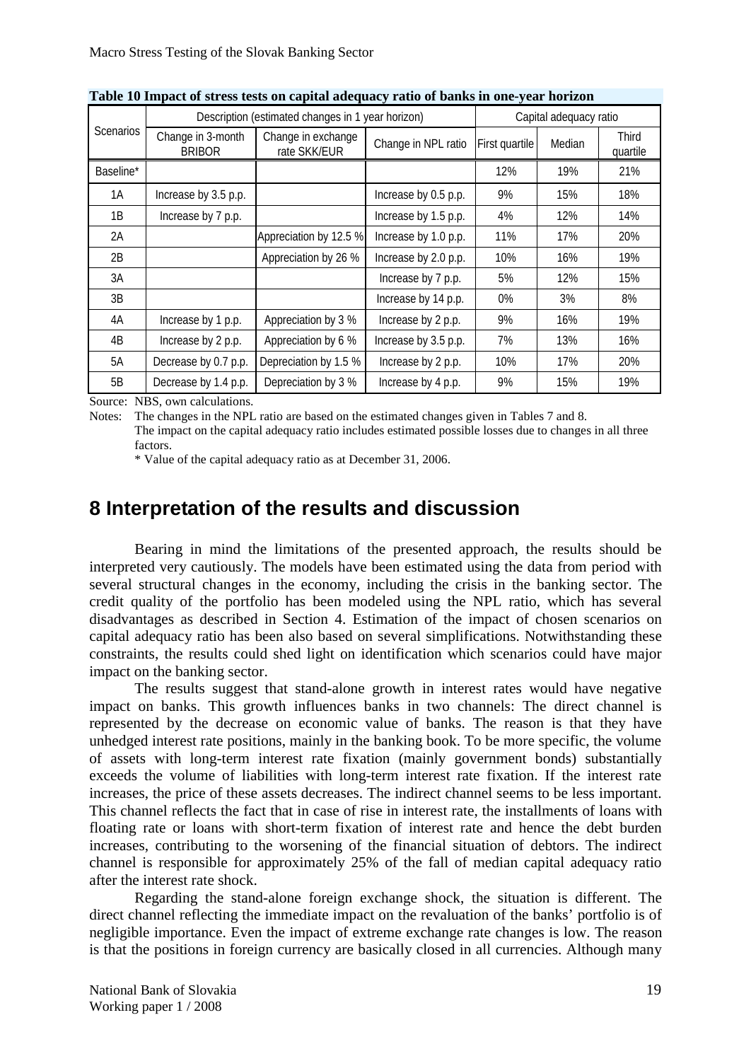**Table 10 Impact of stress tests on capital adequacy ratio of banks in one-year horizon**

| Scenarios | Description (estimated changes in 1 year horizon) | | | Capital adequacy ratio | | |
|---|---|---|---|---|---|---|
| | Change in 3-month BRIBOR | Change in exchange rate SKK/EUR | Change in NPL ratio | First quartile | Median | Third quartile |
| Baseline* | | | | 12% | 19% | 21% |
| 1A | Increase by 3.5 p.p. | | Increase by 0.5 p.p. | 9% | 15% | 18% |
| 1B | Increase by 7 p.p. | | Increase by 1.5 p.p. | 4% | 12% | 14% |
| 2A | | Appreciation by 12.5 % | Increase by 1.0 p.p. | 11% | 17% | 20% |
| 2B | | Appreciation by 26 % | Increase by 2.0 p.p. | 10% | 16% | 19% |
| 3A | | | Increase by 7 p.p. | 5% | 12% | 15% |
| 3B | | | Increase by 14 p.p. | 0% | 3% | 8% |
| 4A | Increase by 1 p.p. | Appreciation by 3 % | Increase by 2 p.p. | 9% | 16% | 19% |
| 4B | Increase by 2 p.p. | Appreciation by 6 % | Increase by 3.5 p.p. | 7% | 13% | 16% |
| 5A | Decrease by 0.7 p.p. | Depreciation by 1.5 % | Increase by 2 p.p. | 10% | 17% | 20% |
| 5B | Decrease by 1.4 p.p. | Depreciation by 3 % | Increase by 4 p.p. | 9% | 15% | 19% |

Source: NBS, own calculations.

Notes: The changes in the NPL ratio are based on the estimated changes given in Tables 7 and 8.
The impact on the capital adequacy ratio includes estimated possible losses due to changes in all three factors.
\* Value of the capital adequacy ratio as at December 31, 2006.

# 8 Interpretation of the results and discussion

Bearing in mind the limitations of the presented approach, the results should be interpreted very cautiously. The models have been estimated using the data from period with several structural changes in the economy, including the crisis in the banking sector. The credit quality of the portfolio has been modeled using the NPL ratio, which has several disadvantages as described in Section 4. Estimation of the impact of chosen scenarios on capital adequacy ratio has been also based on several simplifications. Notwithstanding these constraints, the results could shed light on identification which scenarios could have major impact on the banking sector.

The results suggest that stand-alone growth in interest rates would have negative impact on banks. This growth influences banks in two channels: The direct channel is represented by the decrease on economic value of banks. The reason is that they have unhedged interest rate positions, mainly in the banking book. To be more specific, the volume of assets with long-term interest rate fixation (mainly government bonds) substantially exceeds the volume of liabilities with long-term interest rate fixation. If the interest rate increases, the price of these assets decreases. The indirect channel seems to be less important. This channel reflects the fact that in case of rise in interest rate, the installments of loans with floating rate or loans with short-term fixation of interest rate and hence the debt burden increases, contributing to the worsening of the financial situation of debtors. The indirect channel is responsible for approximately 25% of the fall of median capital adequacy ratio after the interest rate shock.

Regarding the stand-alone foreign exchange shock, the situation is different. The direct channel reflecting the immediate impact on the revaluation of the banks' portfolio is of negligible importance. Even the impact of extreme exchange rate changes is low. The reason is that the positions in foreign currency are basically closed in all currencies. Although many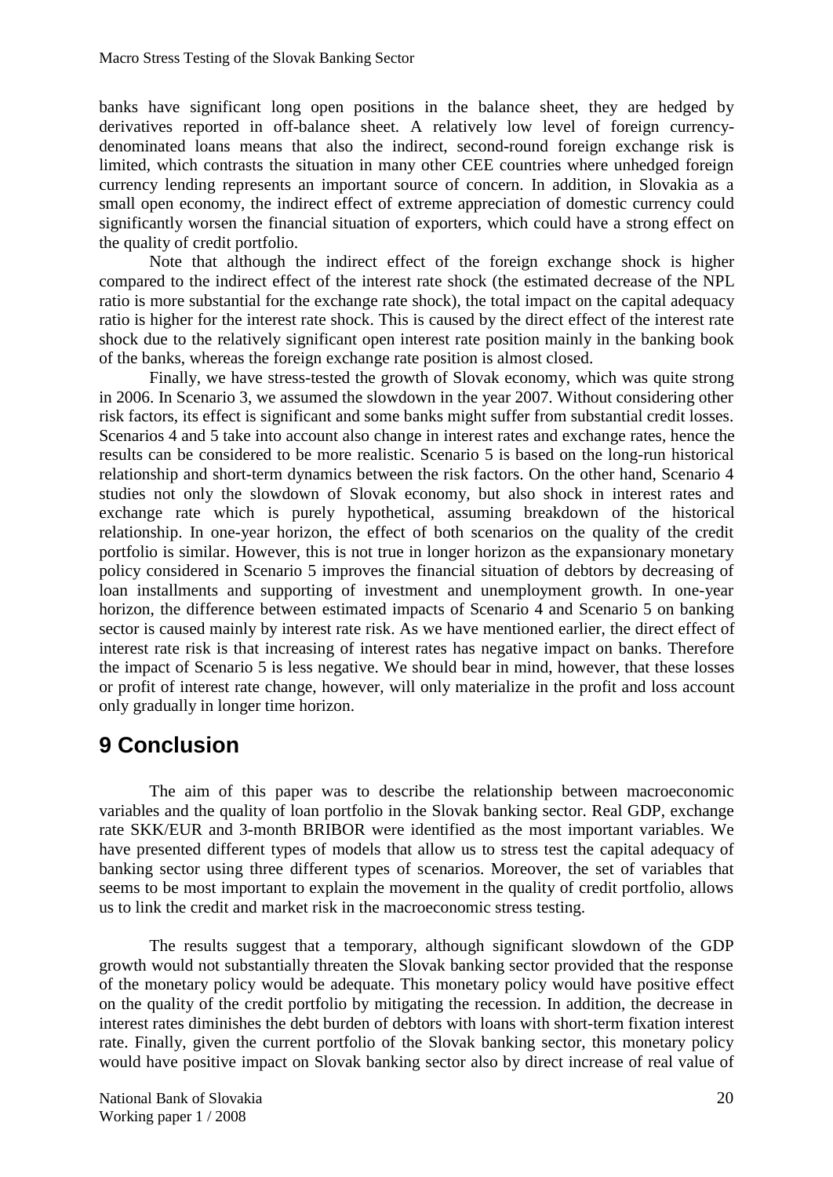banks have significant long open positions in the balance sheet, they are hedged by derivatives reported in off-balance sheet. A relatively low level of foreign currency-denominated loans means that also the indirect, second-round foreign exchange risk is limited, which contrasts the situation in many other CEE countries where unhedged foreign currency lending represents an important source of concern. In addition, in Slovakia as a small open economy, the indirect effect of extreme appreciation of domestic currency could significantly worsen the financial situation of exporters, which could have a strong effect on the quality of credit portfolio.

Note that although the indirect effect of the foreign exchange shock is higher compared to the indirect effect of the interest rate shock (the estimated decrease of the NPL ratio is more substantial for the exchange rate shock), the total impact on the capital adequacy ratio is higher for the interest rate shock. This is caused by the direct effect of the interest rate shock due to the relatively significant open interest rate position mainly in the banking book of the banks, whereas the foreign exchange rate position is almost closed.

Finally, we have stress-tested the growth of Slovak economy, which was quite strong in 2006. In Scenario 3, we assumed the slowdown in the year 2007. Without considering other risk factors, its effect is significant and some banks might suffer from substantial credit losses. Scenarios 4 and 5 take into account also change in interest rates and exchange rates, hence the results can be considered to be more realistic. Scenario 5 is based on the long-run historical relationship and short-term dynamics between the risk factors. On the other hand, Scenario 4 studies not only the slowdown of Slovak economy, but also shock in interest rates and exchange rate which is purely hypothetical, assuming breakdown of the historical relationship. In one-year horizon, the effect of both scenarios on the quality of the credit portfolio is similar. However, this is not true in longer horizon as the expansionary monetary policy considered in Scenario 5 improves the financial situation of debtors by decreasing of loan installments and supporting of investment and unemployment growth. In one-year horizon, the difference between estimated impacts of Scenario 4 and Scenario 5 on banking sector is caused mainly by interest rate risk. As we have mentioned earlier, the direct effect of interest rate risk is that increasing of interest rates has negative impact on banks. Therefore the impact of Scenario 5 is less negative. We should bear in mind, however, that these losses or profit of interest rate change, however, will only materialize in the profit and loss account only gradually in longer time horizon.

# 9 Conclusion

The aim of this paper was to describe the relationship between macroeconomic variables and the quality of loan portfolio in the Slovak banking sector. Real GDP, exchange rate SKK/EUR and 3-month BRIBOR were identified as the most important variables. We have presented different types of models that allow us to stress test the capital adequacy of banking sector using three different types of scenarios. Moreover, the set of variables that seems to be most important to explain the movement in the quality of credit portfolio, allows us to link the credit and market risk in the macroeconomic stress testing.

The results suggest that a temporary, although significant slowdown of the GDP growth would not substantially threaten the Slovak banking sector provided that the response of the monetary policy would be adequate. This monetary policy would have positive effect on the quality of the credit portfolio by mitigating the recession. In addition, the decrease in interest rates diminishes the debt burden of debtors with loans with short-term fixation interest rate. Finally, given the current portfolio of the Slovak banking sector, this monetary policy would have positive impact on Slovak banking sector also by direct increase of real value of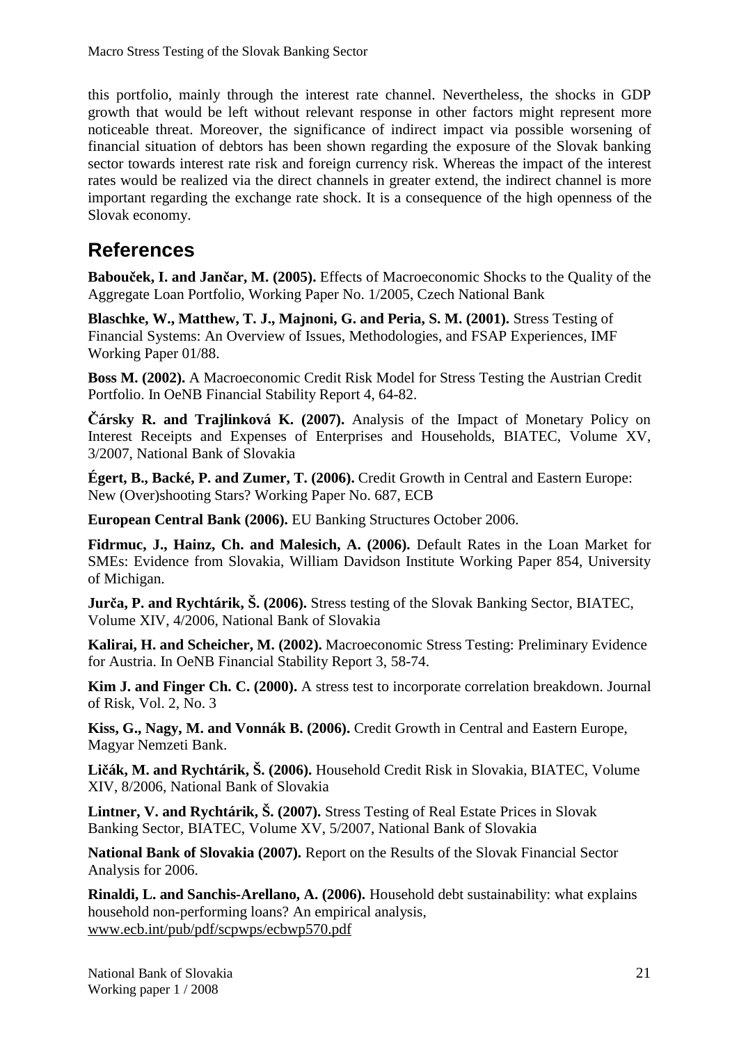this portfolio, mainly through the interest rate channel. Nevertheless, the shocks in GDP growth that would be left without relevant response in other factors might represent more noticeable threat. Moreover, the significance of indirect impact via possible worsening of financial situation of debtors has been shown regarding the exposure of the Slovak banking sector towards interest rate risk and foreign currency risk. Whereas the impact of the interest rates would be realized via the direct channels in greater extend, the indirect channel is more important regarding the exchange rate shock. It is a consequence of the high openness of the Slovak economy.

# References

**Babouček, I. and Jančar, M. (2005).** Effects of Macroeconomic Shocks to the Quality of the Aggregate Loan Portfolio, Working Paper No. 1/2005, Czech National Bank

**Blaschke, W., Matthew, T. J., Majnoni, G. and Peria, S. M. (2001).** Stress Testing of Financial Systems: An Overview of Issues, Methodologies, and FSAP Experiences, IMF Working Paper 01/88.

**Boss M. (2002).** A Macroeconomic Credit Risk Model for Stress Testing the Austrian Credit Portfolio. In OeNB Financial Stability Report 4, 64-82.

**Čársky R. and Trajlinková K. (2007).** Analysis of the Impact of Monetary Policy on Interest Receipts and Expenses of Enterprises and Households, BIATEC, Volume XV, 3/2007, National Bank of Slovakia

**Égert, B., Backé, P. and Zumer, T. (2006).** Credit Growth in Central and Eastern Europe: New (Over)shooting Stars? Working Paper No. 687, ECB

**European Central Bank (2006).** EU Banking Structures October 2006.

**Fidrmuc, J., Hainz, Ch. and Malesich, A. (2006).** Default Rates in the Loan Market for SMEs: Evidence from Slovakia, William Davidson Institute Working Paper 854, University of Michigan.

**Jurča, P. and Rychtárik, Š. (2006).** Stress testing of the Slovak Banking Sector, BIATEC, Volume XIV, 4/2006, National Bank of Slovakia

**Kalirai, H. and Scheicher, M. (2002).** Macroeconomic Stress Testing: Preliminary Evidence for Austria. In OeNB Financial Stability Report 3, 58-74.

**Kim J. and Finger Ch. C. (2000).** A stress test to incorporate correlation breakdown. Journal of Risk, Vol. 2, No. 3

**Kiss, G., Nagy, M. and Vonnák B. (2006).** Credit Growth in Central and Eastern Europe, Magyar Nemzeti Bank.

**Ličák, M. and Rychtárik, Š. (2006).** Household Credit Risk in Slovakia, BIATEC, Volume XIV, 8/2006, National Bank of Slovakia

**Lintner, V. and Rychtárik, Š. (2007).** Stress Testing of Real Estate Prices in Slovak Banking Sector, BIATEC, Volume XV, 5/2007, National Bank of Slovakia

**National Bank of Slovakia (2007).** Report on the Results of the Slovak Financial Sector Analysis for 2006.

**Rinaldi, L. and Sanchis-Arellano, A. (2006).** Household debt sustainability: what explains household non-performing loans? An empirical analysis, www.ecb.int/pub/pdf/scpwps/ecbwp570.pdf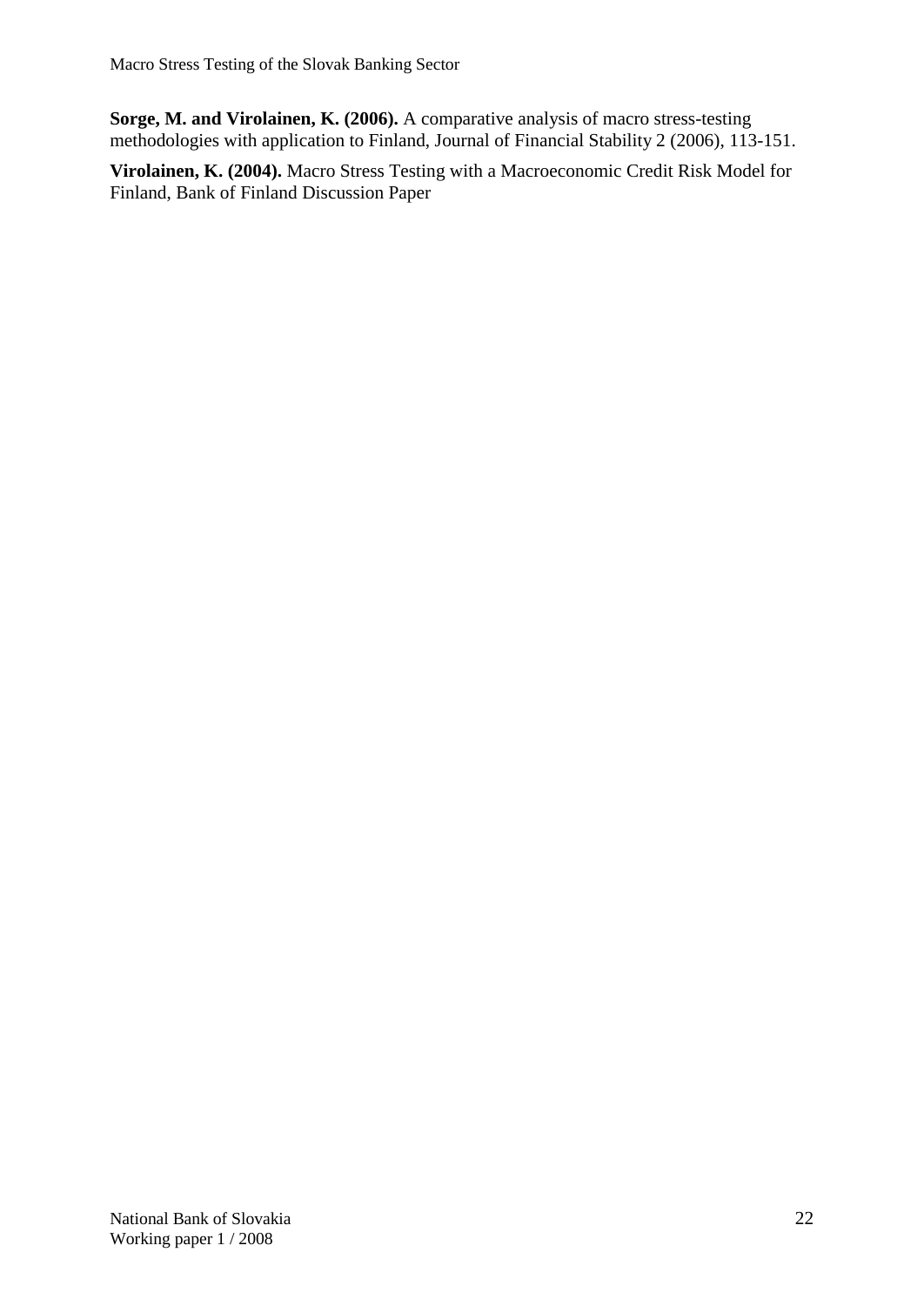**Sorge, M. and Virolainen, K. (2006).** A comparative analysis of macro stress-testing methodologies with application to Finland, Journal of Financial Stability 2 (2006), 113-151.

**Virolainen, K. (2004).** Macro Stress Testing with a Macroeconomic Credit Risk Model for Finland, Bank of Finland Discussion Paper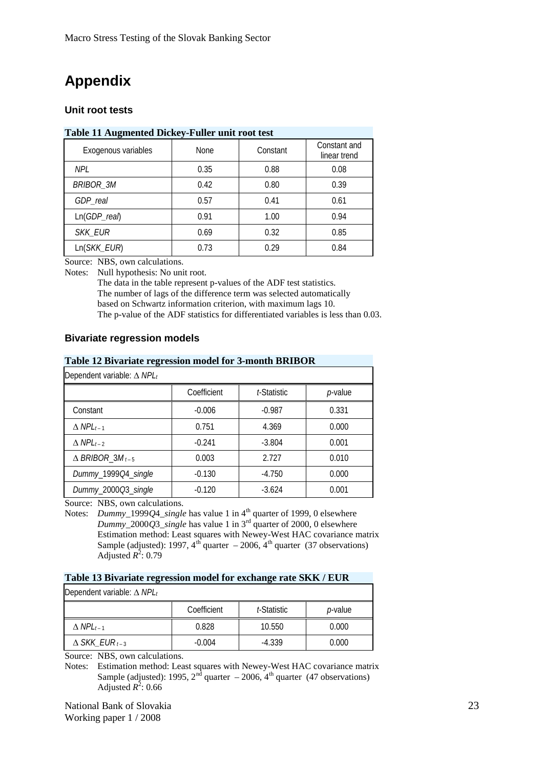# Appendix

### Unit root tests

**Table 11 Augmented Dickey-Fuller unit root test**

| Exogenous variables | None | Constant | Constant and linear trend |
|---|---|---|---|
| *NPL* | 0.35 | 0.88 | 0.08 |
| *BRIBOR_3M* | 0.42 | 0.80 | 0.39 |
| *GDP_real* | 0.57 | 0.41 | 0.61 |
| Ln(*GDP_real*) | 0.91 | 1.00 | 0.94 |
| *SKK_EUR* | 0.69 | 0.32 | 0.85 |
| Ln(*SKK_EUR*) | 0.73 | 0.29 | 0.84 |

Source: NBS, own calculations.

Notes: Null hypothesis: No unit root.
The data in the table represent p-values of the ADF test statistics.
The number of lags of the difference term was selected automatically based on Schwartz information criterion, with maximum lags 10.
The p-value of the ADF statistics for differentiated variables is less than 0.03.

### Bivariate regression models

**Table 12 Bivariate regression model for 3-month BRIBOR**

Dependent variable: $\Delta NPL_t$

| | Coefficient | *t*-Statistic | *p*-value |
|---|---|---|---|
| Constant | -0.006 | -0.987 | 0.331 |
| $\Delta NPL_{t-1}$ | 0.751 | 4.369 | 0.000 |
| $\Delta NPL_{t-2}$ | -0.241 | -3.804 | 0.001 |
| $\Delta BRIBOR\_3M_{t-5}$ | 0.003 | 2.727 | 0.010 |
| *Dummy_1999Q4_single* | -0.130 | -4.750 | 0.000 |
| *Dummy_2000Q3_single* | -0.120 | -3.624 | 0.001 |

Source: NBS, own calculations.

Notes: *Dummy_1999Q4_single* has value 1 in 4th quarter of 1999, 0 elsewhere
*Dummy_2000Q3_single* has value 1 in 3rd quarter of 2000, 0 elsewhere
Estimation method: Least squares with Newey-West HAC covariance matrix
Sample (adjusted): 1997, 4th quarter – 2006, 4th quarter (37 observations)
Adjusted $R^2$: 0.79

**Table 13 Bivariate regression model for exchange rate SKK / EUR**

Dependent variable: $\Delta NPL_t$

| | Coefficient | *t*-Statistic | *p*-value |
|---|---|---|---|
| $\Delta NPL_{t-1}$ | 0.828 | 10.550 | 0.000 |
| $\Delta SKK\_EUR_{t-3}$ | -0.004 | -4.339 | 0.000 |

Source: NBS, own calculations.

Notes: Estimation method: Least squares with Newey-West HAC covariance matrix
Sample (adjusted): 1995, 2nd quarter – 2006, 4th quarter (47 observations)
Adjusted $R^2$: 0.66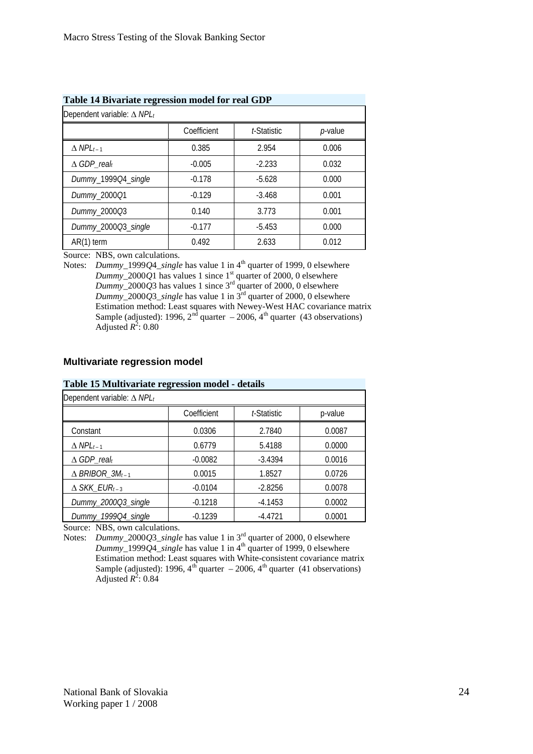**Table 14 Bivariate regression model for real GDP**

| Dependent variable: $\Delta\ NPL_t$ | | | |
|---|---|---|---|
| | Coefficient | *t*-Statistic | *p*-value |
| $\Delta\ NPL_{t-1}$ | 0.385 | 2.954 | 0.006 |
| $\Delta\ GDP\_real_t$ | -0.005 | -2.233 | 0.032 |
| *Dummy_1999Q4_single* | -0.178 | -5.628 | 0.000 |
| *Dummy_2000Q1* | -0.129 | -3.468 | 0.001 |
| *Dummy_2000Q3* | 0.140 | 3.773 | 0.001 |
| *Dummy_2000Q3_single* | -0.177 | -5.453 | 0.000 |
| AR(1) term | 0.492 | 2.633 | 0.012 |

Source: NBS, own calculations.

Notes: *Dummy*_1999*Q*4_*single* has value 1 in 4th quarter of 1999, 0 elsewhere
*Dummy*_2000*Q*1 has values 1 since 1st quarter of 2000, 0 elsewhere
*Dummy*_2000*Q*3 has values 1 since 3rd quarter of 2000, 0 elsewhere
*Dummy*_2000*Q*3_*single* has value 1 in 3rd quarter of 2000, 0 elsewhere
Estimation method: Least squares with Newey-West HAC covariance matrix
Sample (adjusted): 1996, 2nd quarter – 2006, 4th quarter (43 observations)
Adjusted $R^2$: 0.80

### Multivariate regression model

**Table 15 Multivariate regression model - details**

| Dependent variable: $\Delta\ NPL_t$ | | | |
|---|---|---|---|
| | Coefficient | *t*-Statistic | p-value |
| Constant | 0.0306 | 2.7840 | 0.0087 |
| $\Delta\ NPL_{t-1}$ | 0.6779 | 5.4188 | 0.0000 |
| $\Delta\ GDP\_real_t$ | -0.0082 | -3.4394 | 0.0016 |
| $\Delta\ BRIBOR\_3M_{t-1}$ | 0.0015 | 1.8527 | 0.0726 |
| $\Delta\ SKK\_EUR_{t-3}$ | -0.0104 | -2.8256 | 0.0078 |
| *Dummy_2000Q3_single* | -0.1218 | -4.1453 | 0.0002 |
| *Dummy_1999Q4_single* | -0.1239 | -4.4721 | 0.0001 |

Source: NBS, own calculations.

Notes: *Dummy*_2000*Q*3_*single* has value 1 in 3rd quarter of 2000, 0 elsewhere
*Dummy*_1999*Q*4_*single* has value 1 in 4th quarter of 1999, 0 elsewhere
Estimation method: Least squares with White-consistent covariance matrix
Sample (adjusted): 1996, 4th quarter – 2006, 4th quarter (41 observations)
Adjusted $R^2$: 0.84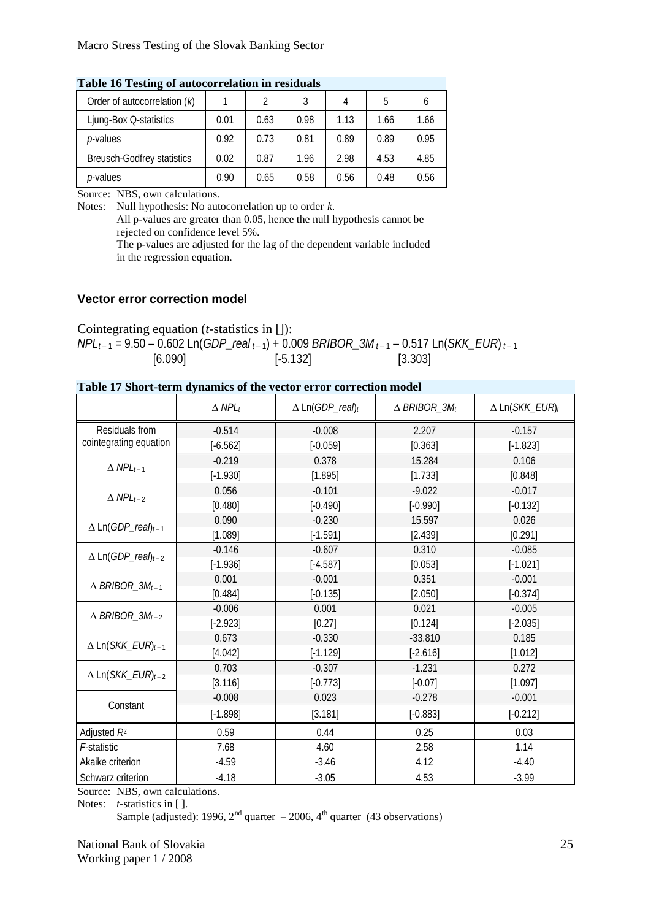**Table 16 Testing of autocorrelation in residuals**

| Order of autocorrelation (*k*) | 1 | 2 | 3 | 4 | 5 | 6 |
|---|---|---|---|---|---|---|
| Ljung-Box Q-statistics | 0.01 | 0.63 | 0.98 | 1.13 | 1.66 | 1.66 |
| *p*-values | 0.92 | 0.73 | 0.81 | 0.89 | 0.89 | 0.95 |
| Breusch-Godfrey statistics | 0.02 | 0.87 | 1.96 | 2.98 | 4.53 | 4.85 |
| *p*-values | 0.90 | 0.65 | 0.58 | 0.56 | 0.48 | 0.56 |

Source: NBS, own calculations.

Notes: Null hypothesis: No autocorrelation up to order *k*.
All p-values are greater than 0.05, hence the null hypothesis cannot be rejected on confidence level 5%.
The p-values are adjusted for the lag of the dependent variable included in the regression equation.

### Vector error correction model

Cointegrating equation (*t*-statistics in []):

$$NPL_{t-1} = 9.50 - 0.602 \ \mathrm{Ln}(GDP\_real_{t-1}) + 0.009 \ BRIBOR\_3M_{t-1} - 0.517 \ \mathrm{Ln}(SKK\_EUR)_{t-1}$$

[6.090] [-5.132] [3.303]

**Table 17 Short-term dynamics of the vector error correction model**

| | $\Delta NPL_t$ | $\Delta \mathrm{Ln}(GDP\_real)_t$ | $\Delta BRIBOR\_3M_t$ | $\Delta \mathrm{Ln}(SKK\_EUR)_t$ |
|---|---|---|---|---|
| Residuals from cointegrating equation | -0.514 | -0.008 | 2.207 | -0.157 |
| | [-6.562] | [-0.059] | [0.363] | [-1.823] |
| $\Delta NPL_{t-1}$ | -0.219 | 0.378 | 15.284 | 0.106 |
| | [-1.930] | [1.895] | [1.733] | [0.848] |
| $\Delta NPL_{t-2}$ | 0.056 | -0.101 | -9.022 | -0.017 |
| | [0.480] | [-0.490] | [-0.990] | [-0.132] |
| $\Delta \mathrm{Ln}(GDP\_real)_{t-1}$ | 0.090 | -0.230 | 15.597 | 0.026 |
| | [1.089] | [-1.591] | [2.439] | [0.291] |
| $\Delta \mathrm{Ln}(GDP\_real)_{t-2}$ | -0.146 | -0.607 | 0.310 | -0.085 |
| | [-1.936] | [-4.587] | [0.053] | [-1.021] |
| $\Delta BRIBOR\_3M_{t-1}$ | 0.001 | -0.001 | 0.351 | -0.001 |
| | [0.484] | [-0.135] | [2.050] | [-0.374] |
| $\Delta BRIBOR\_3M_{t-2}$ | -0.006 | 0.001 | 0.021 | -0.005 |
| | [-2.923] | [0.27] | [0.124] | [-2.035] |
| $\Delta \mathrm{Ln}(SKK\_EUR)_{t-1}$ | 0.673 | -0.330 | -33.810 | 0.185 |
| | [4.042] | [-1.129] | [-2.616] | [1.012] |
| $\Delta \mathrm{Ln}(SKK\_EUR)_{t-2}$ | 0.703 | -0.307 | -1.231 | 0.272 |
| | [3.116] | [-0.773] | [-0.07] | [1.097] |
| Constant | -0.008 | 0.023 | -0.278 | -0.001 |
| | [-1.898] | [3.181] | [-0.883] | [-0.212] |
| Adjusted $R^2$ | 0.59 | 0.44 | 0.25 | 0.03 |
| *F*-statistic | 7.68 | 4.60 | 2.58 | 1.14 |
| Akaike criterion | -4.59 | -3.46 | 4.12 | -4.40 |
| Schwarz criterion | -4.18 | -3.05 | 4.53 | -3.99 |

Source: NBS, own calculations.

Notes: *t*-statistics in [ ].
Sample (adjusted): 1996, 2nd quarter – 2006, 4th quarter (43 observations)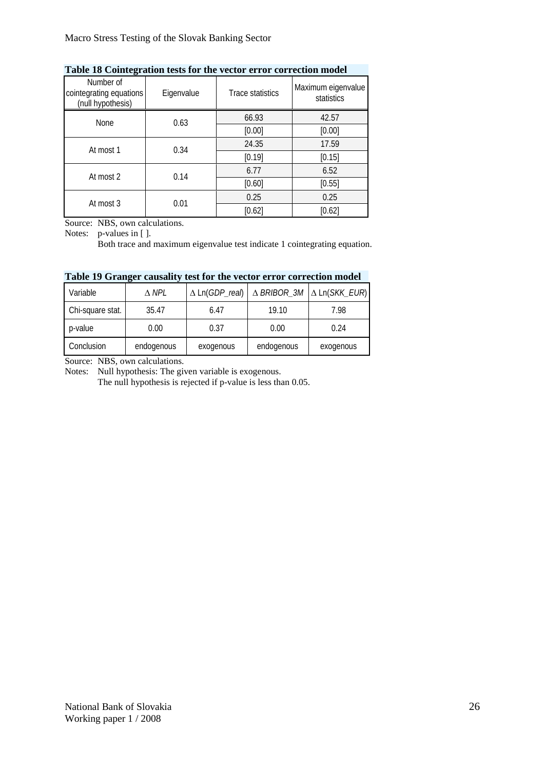**Table 18 Cointegration tests for the vector error correction model**

| Number of cointegrating equations (null hypothesis) | Eigenvalue | Trace statistics | Maximum eigenvalue statistics |
|---|---|---|---|
| None | 0.63 | 66.93 | 42.57 |
| | | [0.00] | [0.00] |
| At most 1 | 0.34 | 24.35 | 17.59 |
| | | [0.19] | [0.15] |
| At most 2 | 0.14 | 6.77 | 6.52 |
| | | [0.60] | [0.55] |
| At most 3 | 0.01 | 0.25 | 0.25 |
| | | [0.62] | [0.62] |

Source: NBS, own calculations.
Notes: p-values in [ ].
Both trace and maximum eigenvalue test indicate 1 cointegrating equation.

**Table 19 Granger causality test for the vector error correction model**

| Variable | $\Delta$ *NPL* | $\Delta$ Ln(*GDP_real*) | $\Delta$ *BRIBOR_3M* | $\Delta$ Ln(*SKK_EUR*) |
|---|---|---|---|---|
| Chi-square stat. | 35.47 | 6.47 | 19.10 | 7.98 |
| p-value | 0.00 | 0.37 | 0.00 | 0.24 |
| Conclusion | endogenous | exogenous | endogenous | exogenous |

Source: NBS, own calculations.
Notes: Null hypothesis: The given variable is exogenous.
The null hypothesis is rejected if p-value is less than 0.05.